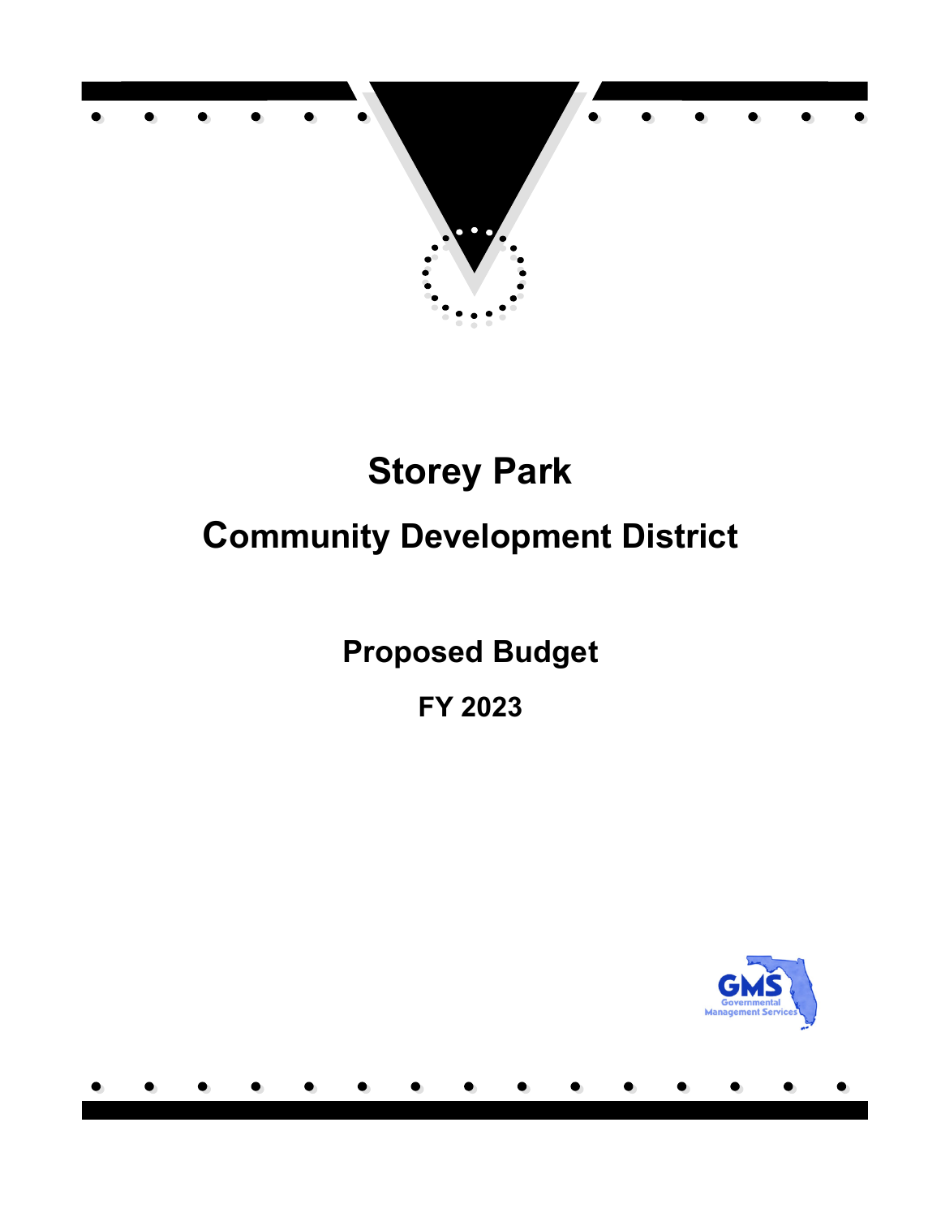# Storey Park

## Community Development District

### Proposed Budget

### FY 2023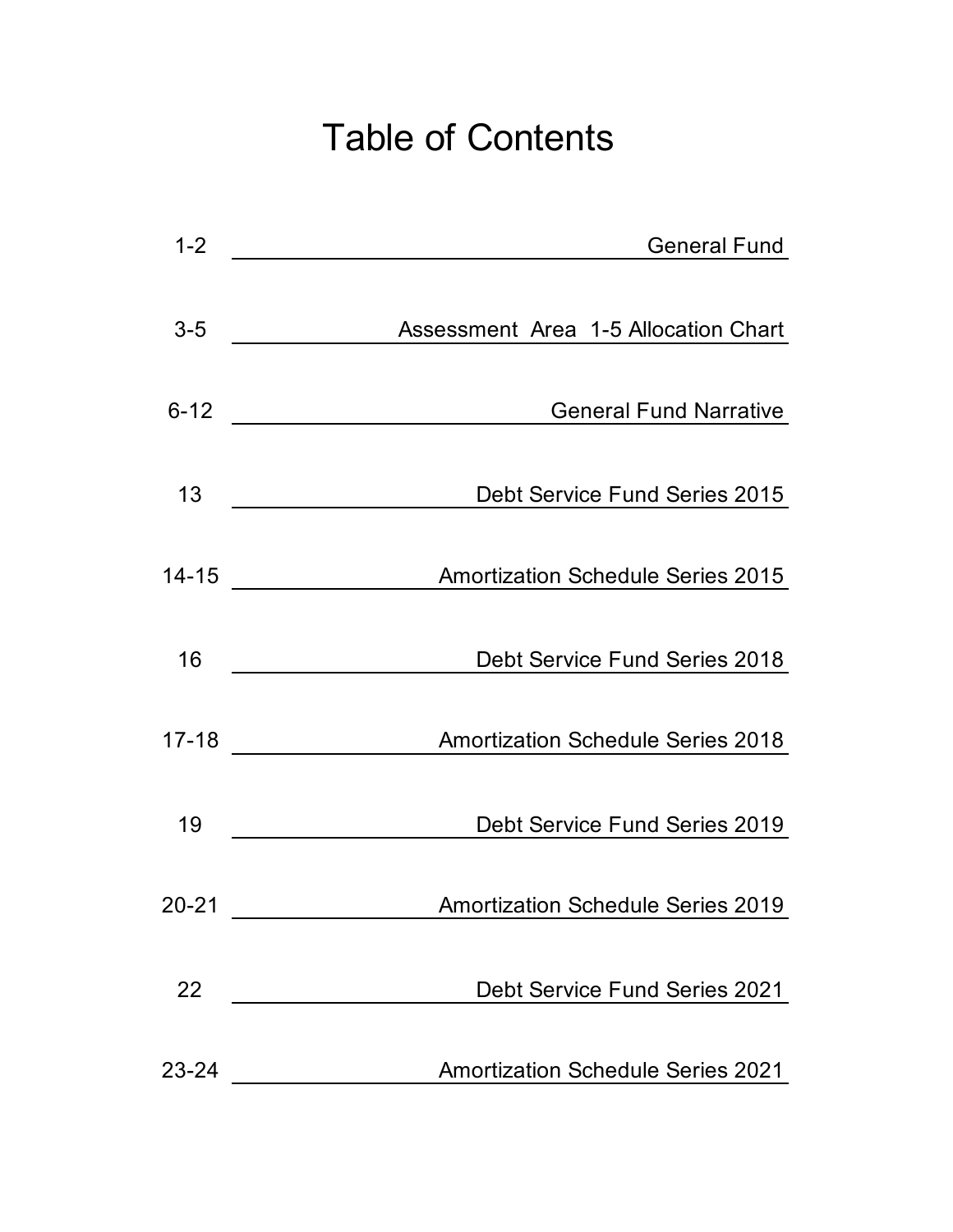# Table of Contents

| Page | Section |
|---|---|
| 1-2 | General Fund |
| 3-5 | Assessment Area 1-5 Allocation Chart |
| 6-12 | General Fund Narrative |
| 13 | Debt Service Fund Series 2015 |
| 14-15 | Amortization Schedule Series 2015 |
| 16 | Debt Service Fund Series 2018 |
| 17-18 | Amortization Schedule Series 2018 |
| 19 | Debt Service Fund Series 2019 |
| 20-21 | Amortization Schedule Series 2019 |
| 22 | Debt Service Fund Series 2021 |
| 23-24 | Amortization Schedule Series 2021 |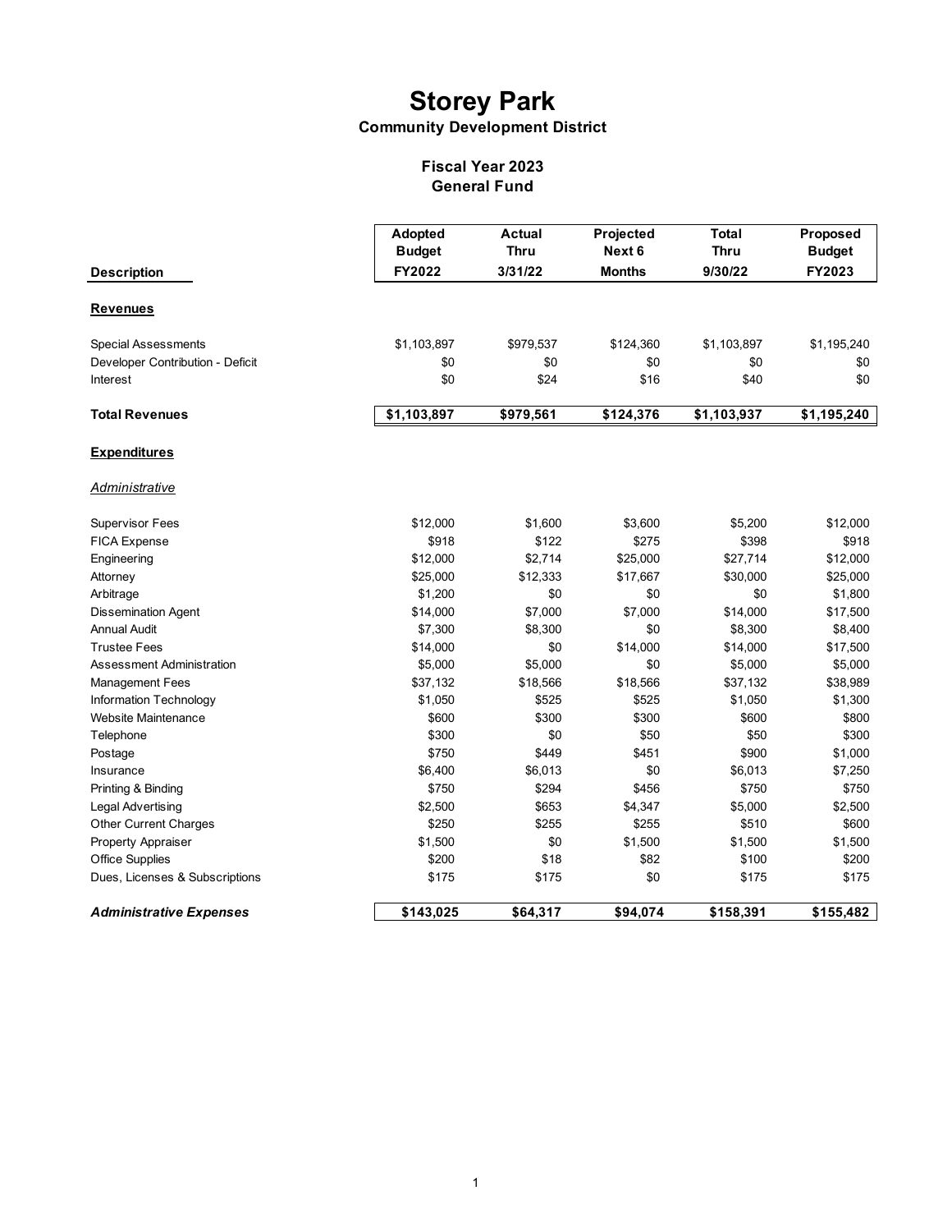# Storey Park

## Community Development District

### Fiscal Year 2023
### General Fund

| Description | Adopted Budget FY2022 | Actual Thru 3/31/22 | Projected Next 6 Months | Total Thru 9/30/22 | Proposed Budget FY2023 |
|---|---|---|---|---|---|
| **Revenues** | | | | | |
| Special Assessments | $1,103,897 | $979,537 | $124,360 | $1,103,897 | $1,195,240 |
| Developer Contribution - Deficit | $0 | $0 | $0 | $0 | $0 |
| Interest | $0 | $24 | $16 | $40 | $0 |
| **Total Revenues** | **$1,103,897** | **$979,561** | **$124,376** | **$1,103,937** | **$1,195,240** |
| **Expenditures** | | | | | |
| *Administrative* | | | | | |
| Supervisor Fees | $12,000 | $1,600 | $3,600 | $5,200 | $12,000 |
| FICA Expense | $918 | $122 | $275 | $398 | $918 |
| Engineering | $12,000 | $2,714 | $25,000 | $27,714 | $12,000 |
| Attorney | $25,000 | $12,333 | $17,667 | $30,000 | $25,000 |
| Arbitrage | $1,200 | $0 | $0 | $0 | $1,800 |
| Dissemination Agent | $14,000 | $7,000 | $7,000 | $14,000 | $17,500 |
| Annual Audit | $7,300 | $8,300 | $0 | $8,300 | $8,400 |
| Trustee Fees | $14,000 | $0 | $14,000 | $14,000 | $17,500 |
| Assessment Administration | $5,000 | $5,000 | $0 | $5,000 | $5,000 |
| Management Fees | $37,132 | $18,566 | $18,566 | $37,132 | $38,989 |
| Information Technology | $1,050 | $525 | $525 | $1,050 | $1,300 |
| Website Maintenance | $600 | $300 | $300 | $600 | $800 |
| Telephone | $300 | $0 | $50 | $50 | $300 |
| Postage | $750 | $449 | $451 | $900 | $1,000 |
| Insurance | $6,400 | $6,013 | $0 | $6,013 | $7,250 |
| Printing & Binding | $750 | $294 | $456 | $750 | $750 |
| Legal Advertising | $2,500 | $653 | $4,347 | $5,000 | $2,500 |
| Other Current Charges | $250 | $255 | $255 | $510 | $600 |
| Property Appraiser | $1,500 | $0 | $1,500 | $1,500 | $1,500 |
| Office Supplies | $200 | $18 | $82 | $100 | $200 |
| Dues, Licenses & Subscriptions | $175 | $175 | $0 | $175 | $175 |
| ***Administrative Expenses*** | **$143,025** | **$64,317** | **$94,074** | **$158,391** | **$155,482** |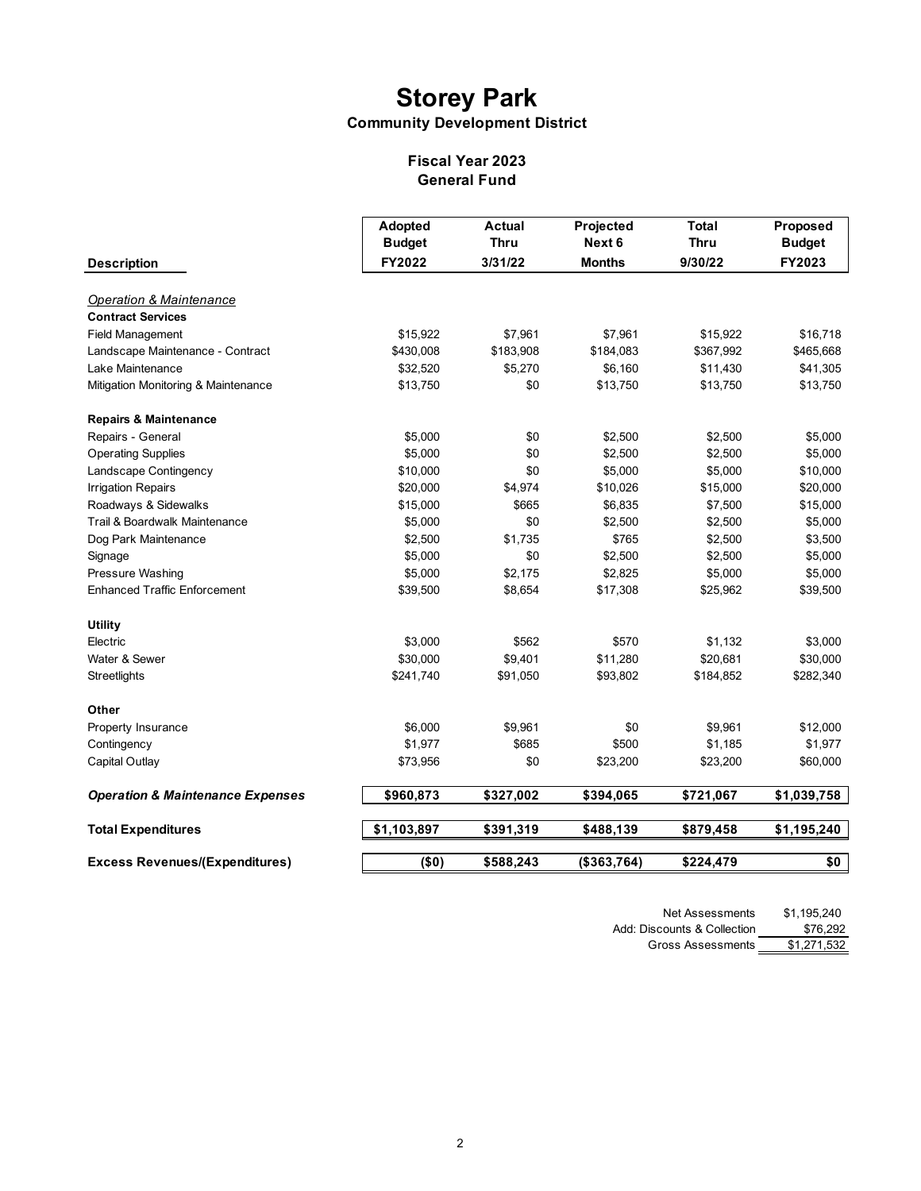# Storey Park

## Community Development District

### Fiscal Year 2023
### General Fund

| Description | Adopted Budget FY2022 | Actual Thru 3/31/22 | Projected Next 6 Months | Total Thru 9/30/22 | Proposed Budget FY2023 |
|---|---|---|---|---|---|
| *Operation & Maintenance* | | | | | |
| **Contract Services** | | | | | |
| Field Management | $15,922 | $7,961 | $7,961 | $15,922 | $16,718 |
| Landscape Maintenance - Contract | $430,008 | $183,908 | $184,083 | $367,992 | $465,668 |
| Lake Maintenance | $32,520 | $5,270 | $6,160 | $11,430 | $41,305 |
| Mitigation Monitoring & Maintenance | $13,750 | $0 | $13,750 | $13,750 | $13,750 |
| **Repairs & Maintenance** | | | | | |
| Repairs - General | $5,000 | $0 | $2,500 | $2,500 | $5,000 |
| Operating Supplies | $5,000 | $0 | $2,500 | $2,500 | $5,000 |
| Landscape Contingency | $10,000 | $0 | $5,000 | $5,000 | $10,000 |
| Irrigation Repairs | $20,000 | $4,974 | $10,026 | $15,000 | $20,000 |
| Roadways & Sidewalks | $15,000 | $665 | $6,835 | $7,500 | $15,000 |
| Trail & Boardwalk Maintenance | $5,000 | $0 | $2,500 | $2,500 | $5,000 |
| Dog Park Maintenance | $2,500 | $1,735 | $765 | $2,500 | $3,500 |
| Signage | $5,000 | $0 | $2,500 | $2,500 | $5,000 |
| Pressure Washing | $5,000 | $2,175 | $2,825 | $5,000 | $5,000 |
| Enhanced Traffic Enforcement | $39,500 | $8,654 | $17,308 | $25,962 | $39,500 |
| **Utility** | | | | | |
| Electric | $3,000 | $562 | $570 | $1,132 | $3,000 |
| Water & Sewer | $30,000 | $9,401 | $11,280 | $20,681 | $30,000 |
| Streetlights | $241,740 | $91,050 | $93,802 | $184,852 | $282,340 |
| **Other** | | | | | |
| Property Insurance | $6,000 | $9,961 | $0 | $9,961 | $12,000 |
| Contingency | $1,977 | $685 | $500 | $1,185 | $1,977 |
| Capital Outlay | $73,956 | $0 | $23,200 | $23,200 | $60,000 |
| ***Operation & Maintenance Expenses*** | **$960,873** | **$327,002** | **$394,065** | **$721,067** | **$1,039,758** |
| **Total Expenditures** | **$1,103,897** | **$391,319** | **$488,139** | **$879,458** | **$1,195,240** |
| **Excess Revenues/(Expenditures)** | **($0)** | **$588,243** | **($363,764)** | **$224,479** | **$0** |

| | |
|---|---|
| Net Assessments | $1,195,240 |
| Add: Discounts & Collection | $76,292 |
| Gross Assessments | $1,271,532 |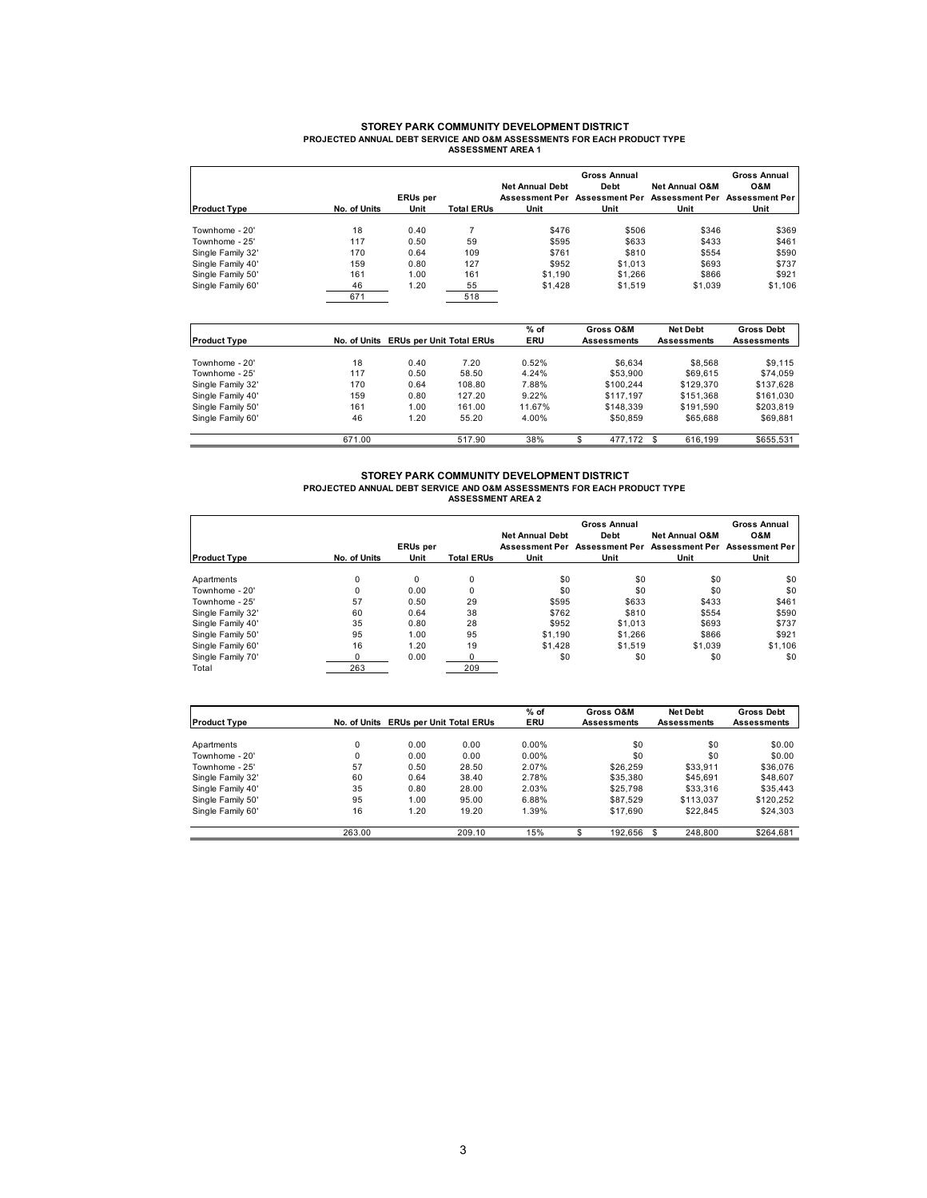**STOREY PARK COMMUNITY DEVELOPMENT DISTRICT**
**PROJECTED ANNUAL DEBT SERVICE AND O&M ASSESSMENTS FOR EACH PRODUCT TYPE**
**ASSESSMENT AREA 1**

| Product Type | No. of Units | ERUs per Unit | Total ERUs | Net Annual Debt Assessment Per Unit | Gross Annual Debt Assessment Per Unit | Net Annual O&M Assessment Per Unit | Gross Annual O&M Assessment Per Unit |
|---|---|---|---|---|---|---|---|
| Townhome - 20' | 18 | 0.40 | 7 | $476 | $506 | $346 | $369 |
| Townhome - 25' | 117 | 0.50 | 59 | $595 | $633 | $433 | $461 |
| Single Family 32' | 170 | 0.64 | 109 | $761 | $810 | $554 | $590 |
| Single Family 40' | 159 | 0.80 | 127 | $952 | $1,013 | $693 | $737 |
| Single Family 50' | 161 | 1.00 | 161 | $1,190 | $1,266 | $866 | $921 |
| Single Family 60' | 46 | 1.20 | 55 | $1,428 | $1,519 | $1,039 | $1,106 |
| | 671 | | 518 | | | | |

| Product Type | No. of Units | ERUs per Unit | Total ERUs | % of ERU | Gross O&M Assessments | Net Debt Assessments | Gross Debt Assessments |
|---|---|---|---|---|---|---|---|
| Townhome - 20' | 18 | 0.40 | 7.20 | 0.52% | $6,634 | $8,568 | $9,115 |
| Townhome - 25' | 117 | 0.50 | 58.50 | 4.24% | $53,900 | $69,615 | $74,059 |
| Single Family 32' | 170 | 0.64 | 108.80 | 7.88% | $100,244 | $129,370 | $137,628 |
| Single Family 40' | 159 | 0.80 | 127.20 | 9.22% | $117,197 | $151,368 | $161,030 |
| Single Family 50' | 161 | 1.00 | 161.00 | 11.67% | $148,339 | $191,590 | $203,819 |
| Single Family 60' | 46 | 1.20 | 55.20 | 4.00% | $50,859 | $65,688 | $69,881 |
| | 671.00 | | 517.90 | 38% | $ 477,172 | $ 616,199 | $655,531 |

**STOREY PARK COMMUNITY DEVELOPMENT DISTRICT**
**PROJECTED ANNUAL DEBT SERVICE AND O&M ASSESSMENTS FOR EACH PRODUCT TYPE**
**ASSESSMENT AREA 2**

| Product Type | No. of Units | ERUs per Unit | Total ERUs | Net Annual Debt Assessment Per Unit | Gross Annual Debt Assessment Per Unit | Net Annual O&M Assessment Per Unit | Gross Annual O&M Assessment Per Unit |
|---|---|---|---|---|---|---|---|
| Apartments | 0 | 0 | 0 | $0 | $0 | $0 | $0 |
| Townhome - 20' | 0 | 0.00 | 0 | $0 | $0 | $0 | $0 |
| Townhome - 25' | 57 | 0.50 | 29 | $595 | $633 | $433 | $461 |
| Single Family 32' | 60 | 0.64 | 38 | $762 | $810 | $554 | $590 |
| Single Family 40' | 35 | 0.80 | 28 | $952 | $1,013 | $693 | $737 |
| Single Family 50' | 95 | 1.00 | 95 | $1,190 | $1,266 | $866 | $921 |
| Single Family 60' | 16 | 1.20 | 19 | $1,428 | $1,519 | $1,039 | $1,106 |
| Single Family 70' | 0 | 0.00 | 0 | $0 | $0 | $0 | $0 |
| Total | 263 | | 209 | | | | |

| Product Type | No. of Units | ERUs per Unit | Total ERUs | % of ERU | Gross O&M Assessments | Net Debt Assessments | Gross Debt Assessments |
|---|---|---|---|---|---|---|---|
| Apartments | 0 | 0.00 | 0.00 | 0.00% | $0 | $0 | $0.00 |
| Townhome - 20' | 0 | 0.00 | 0.00 | 0.00% | $0 | $0 | $0.00 |
| Townhome - 25' | 57 | 0.50 | 28.50 | 2.07% | $26,259 | $33,911 | $36,076 |
| Single Family 32' | 60 | 0.64 | 38.40 | 2.78% | $35,380 | $45,691 | $48,607 |
| Single Family 40' | 35 | 0.80 | 28.00 | 2.03% | $25,798 | $33,316 | $35,443 |
| Single Family 50' | 95 | 1.00 | 95.00 | 6.88% | $87,529 | $113,037 | $120,252 |
| Single Family 60' | 16 | 1.20 | 19.20 | 1.39% | $17,690 | $22,845 | $24,303 |
| | 263.00 | | 209.10 | 15% | $ 192,656 | $ 248,800 | $264,681 |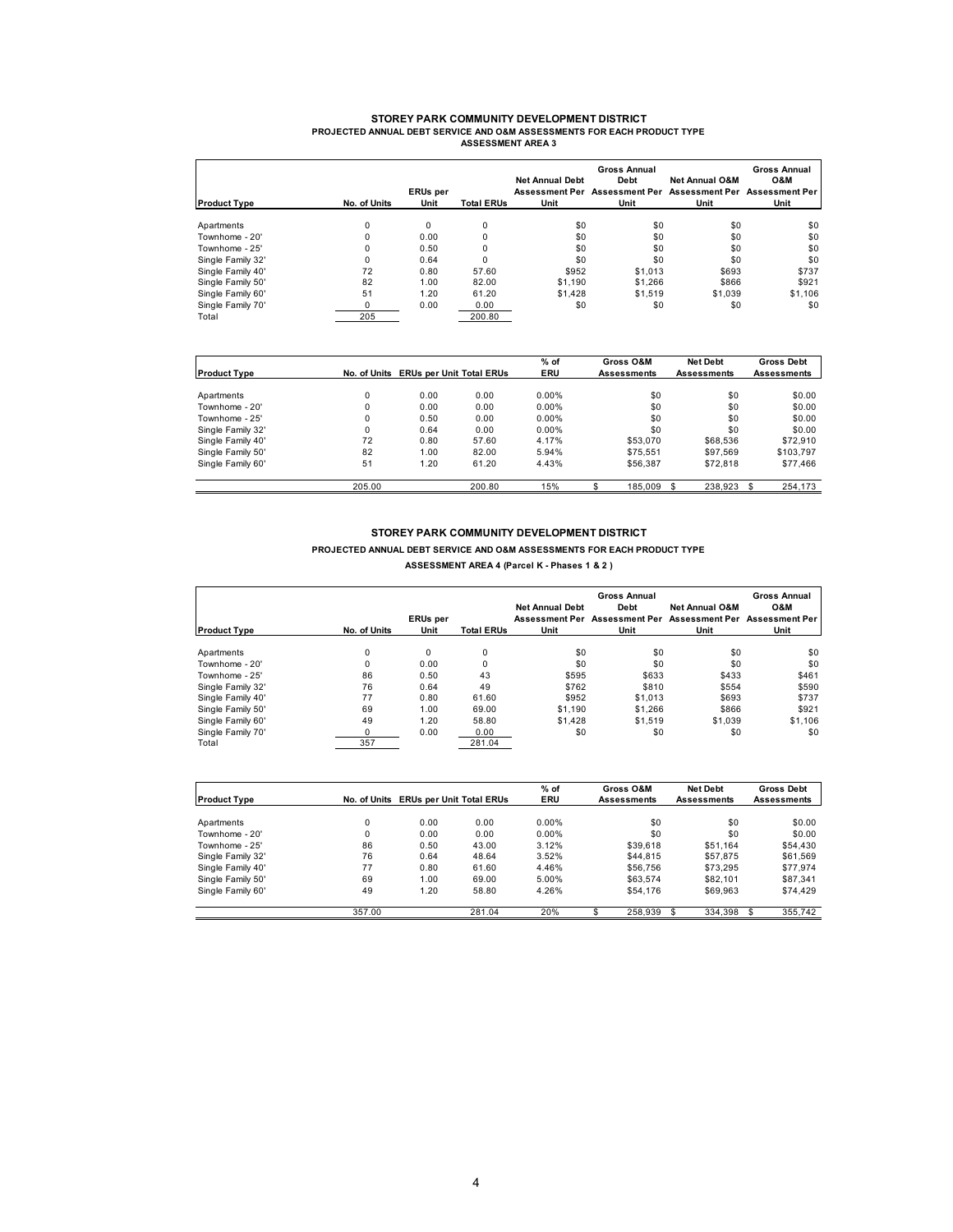**STOREY PARK COMMUNITY DEVELOPMENT DISTRICT**
**PROJECTED ANNUAL DEBT SERVICE AND O&M ASSESSMENTS FOR EACH PRODUCT TYPE**
**ASSESSMENT AREA 3**

| Product Type | No. of Units | ERUs per Unit | Total ERUs | Net Annual Debt Assessment Per Unit | Gross Annual Debt Assessment Per Unit | Net Annual O&M Assessment Per Unit | Gross Annual O&M Assessment Per Unit |
|---|---|---|---|---|---|---|---|
| Apartments | 0 | 0 | 0 | $0 | $0 | $0 | $0 |
| Townhome - 20' | 0 | 0.00 | 0 | $0 | $0 | $0 | $0 |
| Townhome - 25' | 0 | 0.50 | 0 | $0 | $0 | $0 | $0 |
| Single Family 32' | 0 | 0.64 | 0 | $0 | $0 | $0 | $0 |
| Single Family 40' | 72 | 0.80 | 57.60 | $952 | $1,013 | $693 | $737 |
| Single Family 50' | 82 | 1.00 | 82.00 | $1,190 | $1,266 | $866 | $921 |
| Single Family 60' | 51 | 1.20 | 61.20 | $1,428 | $1,519 | $1,039 | $1,106 |
| Single Family 70' | 0 | 0.00 | 0.00 | $0 | $0 | $0 | $0 |
| Total | 205 | | 200.80 | | | | |

| Product Type | No. of Units | ERUs per Unit | Total ERUs | % of ERU | Gross O&M Assessments | Net Debt Assessments | Gross Debt Assessments |
|---|---|---|---|---|---|---|---|
| Apartments | 0 | 0.00 | 0.00 | 0.00% | $0 | $0 | $0.00 |
| Townhome - 20' | 0 | 0.00 | 0.00 | 0.00% | $0 | $0 | $0.00 |
| Townhome - 25' | 0 | 0.50 | 0.00 | 0.00% | $0 | $0 | $0.00 |
| Single Family 32' | 0 | 0.64 | 0.00 | 0.00% | $0 | $0 | $0.00 |
| Single Family 40' | 72 | 0.80 | 57.60 | 4.17% | $53,070 | $68,536 | $72,910 |
| Single Family 50' | 82 | 1.00 | 82.00 | 5.94% | $75,551 | $97,569 | $103,797 |
| Single Family 60' | 51 | 1.20 | 61.20 | 4.43% | $56,387 | $72,818 | $77,466 |
| | 205.00 | | 200.80 | 15% | $ 185,009 | $ 238,923 | $ 254,173 |

**STOREY PARK COMMUNITY DEVELOPMENT DISTRICT**
**PROJECTED ANNUAL DEBT SERVICE AND O&M ASSESSMENTS FOR EACH PRODUCT TYPE**
**ASSESSMENT AREA 4 (Parcel K - Phases 1 & 2 )**

| Product Type | No. of Units | ERUs per Unit | Total ERUs | Net Annual Debt Assessment Per Unit | Gross Annual Debt Assessment Per Unit | Net Annual O&M Assessment Per Unit | Gross Annual O&M Assessment Per Unit |
|---|---|---|---|---|---|---|---|
| Apartments | 0 | 0 | 0 | $0 | $0 | $0 | $0 |
| Townhome - 20' | 0 | 0.00 | 0 | $0 | $0 | $0 | $0 |
| Townhome - 25' | 86 | 0.50 | 43 | $595 | $633 | $433 | $461 |
| Single Family 32' | 76 | 0.64 | 49 | $762 | $810 | $554 | $590 |
| Single Family 40' | 77 | 0.80 | 61.60 | $952 | $1,013 | $693 | $737 |
| Single Family 50' | 69 | 1.00 | 69.00 | $1,190 | $1,266 | $866 | $921 |
| Single Family 60' | 49 | 1.20 | 58.80 | $1,428 | $1,519 | $1,039 | $1,106 |
| Single Family 70' | 0 | 0.00 | 0.00 | $0 | $0 | $0 | $0 |
| Total | 357 | | 281.04 | | | | |

| Product Type | No. of Units | ERUs per Unit | Total ERUs | % of ERU | Gross O&M Assessments | Net Debt Assessments | Gross Debt Assessments |
|---|---|---|---|---|---|---|---|
| Apartments | 0 | 0.00 | 0.00 | 0.00% | $0 | $0 | $0.00 |
| Townhome - 20' | 0 | 0.00 | 0.00 | 0.00% | $0 | $0 | $0.00 |
| Townhome - 25' | 86 | 0.50 | 43.00 | 3.12% | $39,618 | $51,164 | $54,430 |
| Single Family 32' | 76 | 0.64 | 48.64 | 3.52% | $44,815 | $57,875 | $61,569 |
| Single Family 40' | 77 | 0.80 | 61.60 | 4.46% | $56,756 | $73,295 | $77,974 |
| Single Family 50' | 69 | 1.00 | 69.00 | 5.00% | $63,574 | $82,101 | $87,341 |
| Single Family 60' | 49 | 1.20 | 58.80 | 4.26% | $54,176 | $69,963 | $74,429 |
| | 357.00 | | 281.04 | 20% | $ 258,939 | $ 334,398 | $ 355,742 |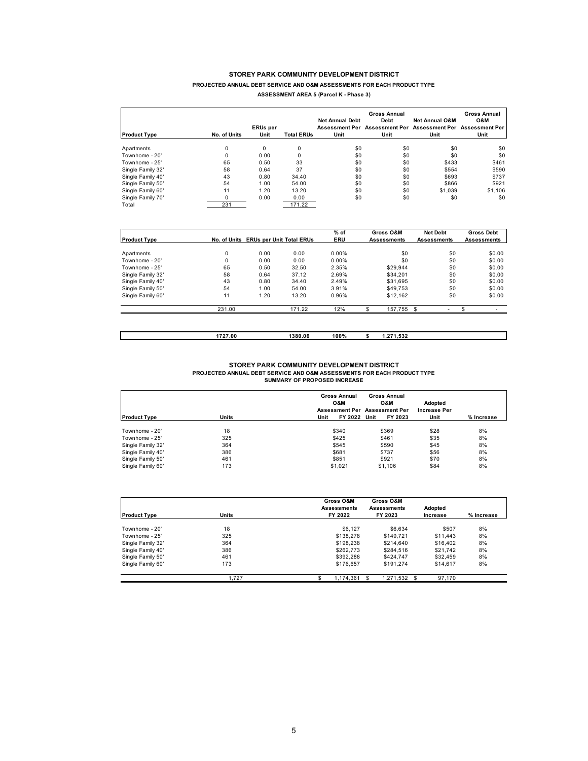**STOREY PARK COMMUNITY DEVELOPMENT DISTRICT**

**PROJECTED ANNUAL DEBT SERVICE AND O&M ASSESSMENTS FOR EACH PRODUCT TYPE**

**ASSESSMENT AREA 5 (Parcel K - Phase 3)**

| Product Type | No. of Units | ERUs per Unit | Total ERUs | Net Annual Debt Assessment Per Unit | Gross Annual Debt Assessment Per Unit | Net Annual O&M Assessment Per Unit | Gross Annual O&M Assessment Per Unit |
|---|---|---|---|---|---|---|---|
| Apartments | 0 | 0 | 0 | $0 | $0 | $0 | $0 |
| Townhome - 20' | 0 | 0.00 | 0 | $0 | $0 | $0 | $0 |
| Townhome - 25' | 65 | 0.50 | 33 | $0 | $0 | $433 | $461 |
| Single Family 32' | 58 | 0.64 | 37 | $0 | $0 | $554 | $590 |
| Single Family 40' | 43 | 0.80 | 34.40 | $0 | $0 | $693 | $737 |
| Single Family 50' | 54 | 1.00 | 54.00 | $0 | $0 | $866 | $921 |
| Single Family 60' | 11 | 1.20 | 13.20 | $0 | $0 | $1,039 | $1,106 |
| Single Family 70' | 0 | 0.00 | 0.00 | $0 | $0 | $0 | $0 |
| Total | 231 | | 171.22 | | | | |

| Product Type | No. of Units | ERUs per Unit | Total ERUs | % of ERU | Gross O&M Assessments | Net Debt Assessments | Gross Debt Assessments |
|---|---|---|---|---|---|---|---|
| Apartments | 0 | 0.00 | 0.00 | 0.00% | $0 | $0 | $0.00 |
| Townhome - 20' | 0 | 0.00 | 0.00 | 0.00% | $0 | $0 | $0.00 |
| Townhome - 25' | 65 | 0.50 | 32.50 | 2.35% | $29,944 | $0 | $0.00 |
| Single Family 32' | 58 | 0.64 | 37.12 | 2.69% | $34,201 | $0 | $0.00 |
| Single Family 40' | 43 | 0.80 | 34.40 | 2.49% | $31,695 | $0 | $0.00 |
| Single Family 50' | 54 | 1.00 | 54.00 | 3.91% | $49,753 | $0 | $0.00 |
| Single Family 60' | 11 | 1.20 | 13.20 | 0.96% | $12,162 | $0 | $0.00 |
| | 231.00 | | 171.22 | 12% | $ 157,755 | $ - | $ - |
| | 1727.00 | | 1380.06 | 100% | $ 1,271,532 | | |

**STOREY PARK COMMUNITY DEVELOPMENT DISTRICT**

**PROJECTED ANNUAL DEBT SERVICE AND O&M ASSESSMENTS FOR EACH PRODUCT TYPE**

**SUMMARY OF PROPOSED INCREASE**

| Product Type | Units | Gross Annual O&M Assessment Per Unit FY 2022 | Gross Annual O&M Assessment Per Unit FY 2023 | Adopted Increase Per Unit | % Increase |
|---|---|---|---|---|---|
| Townhome - 20' | 18 | $340 | $369 | $28 | 8% |
| Townhome - 25' | 325 | $425 | $461 | $35 | 8% |
| Single Family 32' | 364 | $545 | $590 | $45 | 8% |
| Single Family 40' | 386 | $681 | $737 | $56 | 8% |
| Single Family 50' | 461 | $851 | $921 | $70 | 8% |
| Single Family 60' | 173 | $1,021 | $1,106 | $84 | 8% |

| Product Type | Units | Gross O&M Assessments FY 2022 | Gross O&M Assessments FY 2023 | Adopted Increase | % Increase |
|---|---|---|---|---|---|
| Townhome - 20' | 18 | $6,127 | $6,634 | $507 | 8% |
| Townhome - 25' | 325 | $138,278 | $149,721 | $11,443 | 8% |
| Single Family 32' | 364 | $198,238 | $214,640 | $16,402 | 8% |
| Single Family 40' | 386 | $262,773 | $284,516 | $21,742 | 8% |
| Single Family 50' | 461 | $392,288 | $424,747 | $32,459 | 8% |
| Single Family 60' | 173 | $176,657 | $191,274 | $14,617 | 8% |
| | 1,727 | $ 1,174,361 | $ 1,271,532 | $ 97,170 | |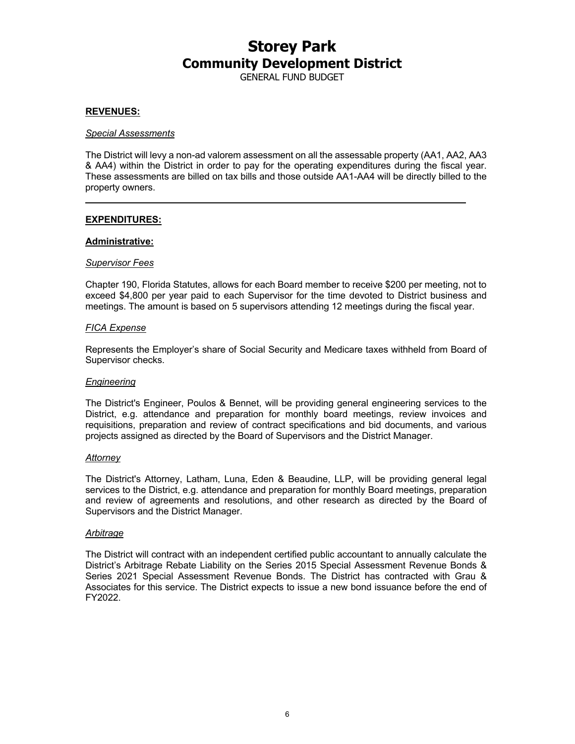# Storey Park
## Community Development District
GENERAL FUND BUDGET

**REVENUES:**

*Special Assessments*

The District will levy a non-ad valorem assessment on all the assessable property (AA1, AA2, AA3 & AA4) within the District in order to pay for the operating expenditures during the fiscal year. These assessments are billed on tax bills and those outside AA1-AA4 will be directly billed to the property owners.

---

**EXPENDITURES:**

**Administrative:**

*Supervisor Fees*

Chapter 190, Florida Statutes, allows for each Board member to receive $200 per meeting, not to exceed $4,800 per year paid to each Supervisor for the time devoted to District business and meetings. The amount is based on 5 supervisors attending 12 meetings during the fiscal year.

*FICA Expense*

Represents the Employer's share of Social Security and Medicare taxes withheld from Board of Supervisor checks.

*Engineering*

The District's Engineer, Poulos & Bennet, will be providing general engineering services to the District, e.g. attendance and preparation for monthly board meetings, review invoices and requisitions, preparation and review of contract specifications and bid documents, and various projects assigned as directed by the Board of Supervisors and the District Manager.

*Attorney*

The District's Attorney, Latham, Luna, Eden & Beaudine, LLP, will be providing general legal services to the District, e.g. attendance and preparation for monthly Board meetings, preparation and review of agreements and resolutions, and other research as directed by the Board of Supervisors and the District Manager.

*Arbitrage*

The District will contract with an independent certified public accountant to annually calculate the District's Arbitrage Rebate Liability on the Series 2015 Special Assessment Revenue Bonds & Series 2021 Special Assessment Revenue Bonds. The District has contracted with Grau & Associates for this service. The District expects to issue a new bond issuance before the end of FY2022.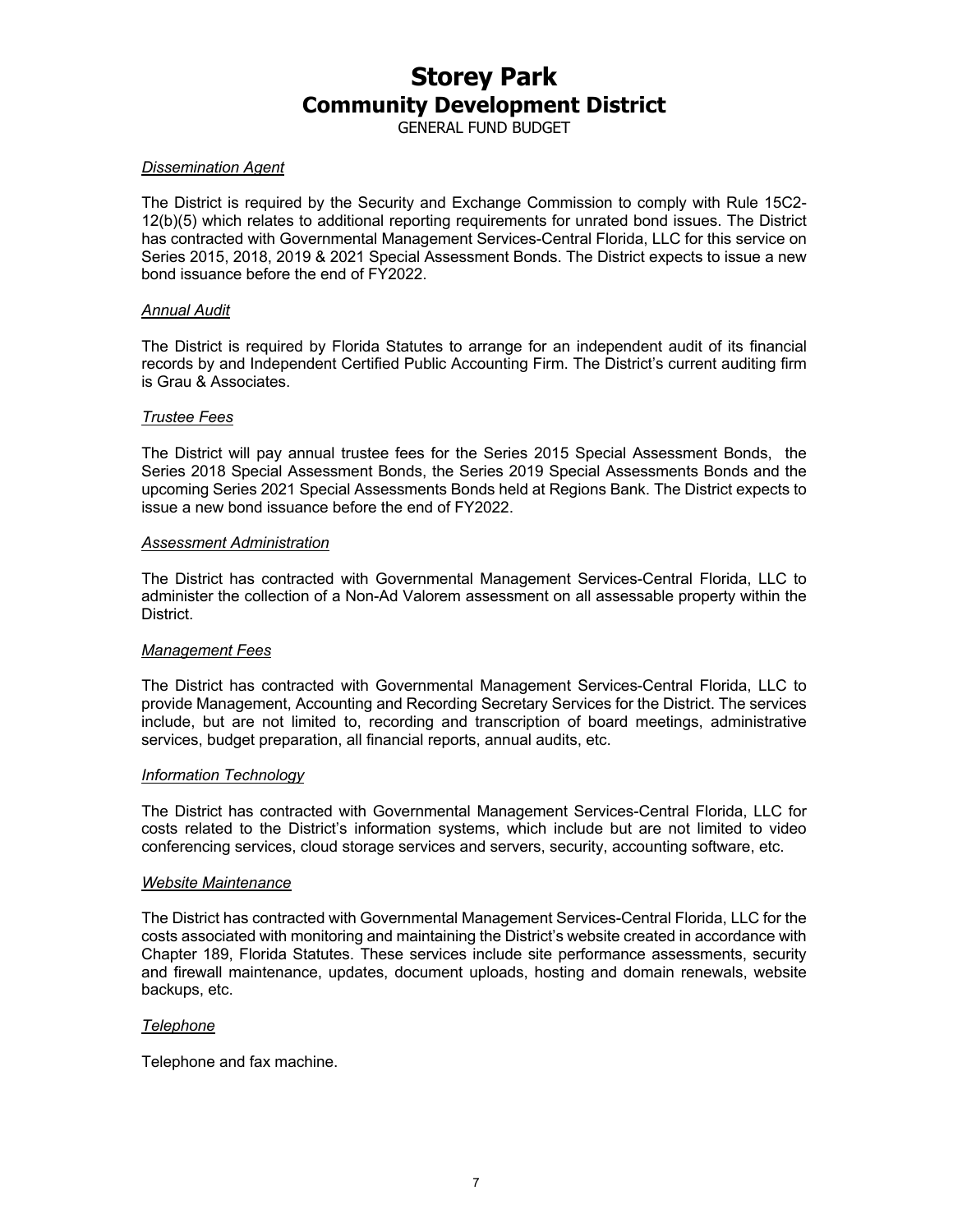# Storey Park
## Community Development District
GENERAL FUND BUDGET

*Dissemination Agent*

The District is required by the Security and Exchange Commission to comply with Rule 15C2-12(b)(5) which relates to additional reporting requirements for unrated bond issues. The District has contracted with Governmental Management Services-Central Florida, LLC for this service on Series 2015, 2018, 2019 & 2021 Special Assessment Bonds. The District expects to issue a new bond issuance before the end of FY2022.

*Annual Audit*

The District is required by Florida Statutes to arrange for an independent audit of its financial records by and Independent Certified Public Accounting Firm. The District's current auditing firm is Grau & Associates.

*Trustee Fees*

The District will pay annual trustee fees for the Series 2015 Special Assessment Bonds, the Series 2018 Special Assessment Bonds, the Series 2019 Special Assessments Bonds and the upcoming Series 2021 Special Assessments Bonds held at Regions Bank. The District expects to issue a new bond issuance before the end of FY2022.

*Assessment Administration*

The District has contracted with Governmental Management Services-Central Florida, LLC to administer the collection of a Non-Ad Valorem assessment on all assessable property within the District.

*Management Fees*

The District has contracted with Governmental Management Services-Central Florida, LLC to provide Management, Accounting and Recording Secretary Services for the District. The services include, but are not limited to, recording and transcription of board meetings, administrative services, budget preparation, all financial reports, annual audits, etc.

*Information Technology*

The District has contracted with Governmental Management Services-Central Florida, LLC for costs related to the District's information systems, which include but are not limited to video conferencing services, cloud storage services and servers, security, accounting software, etc.

*Website Maintenance*

The District has contracted with Governmental Management Services-Central Florida, LLC for the costs associated with monitoring and maintaining the District's website created in accordance with Chapter 189, Florida Statutes. These services include site performance assessments, security and firewall maintenance, updates, document uploads, hosting and domain renewals, website backups, etc.

*Telephone*

Telephone and fax machine.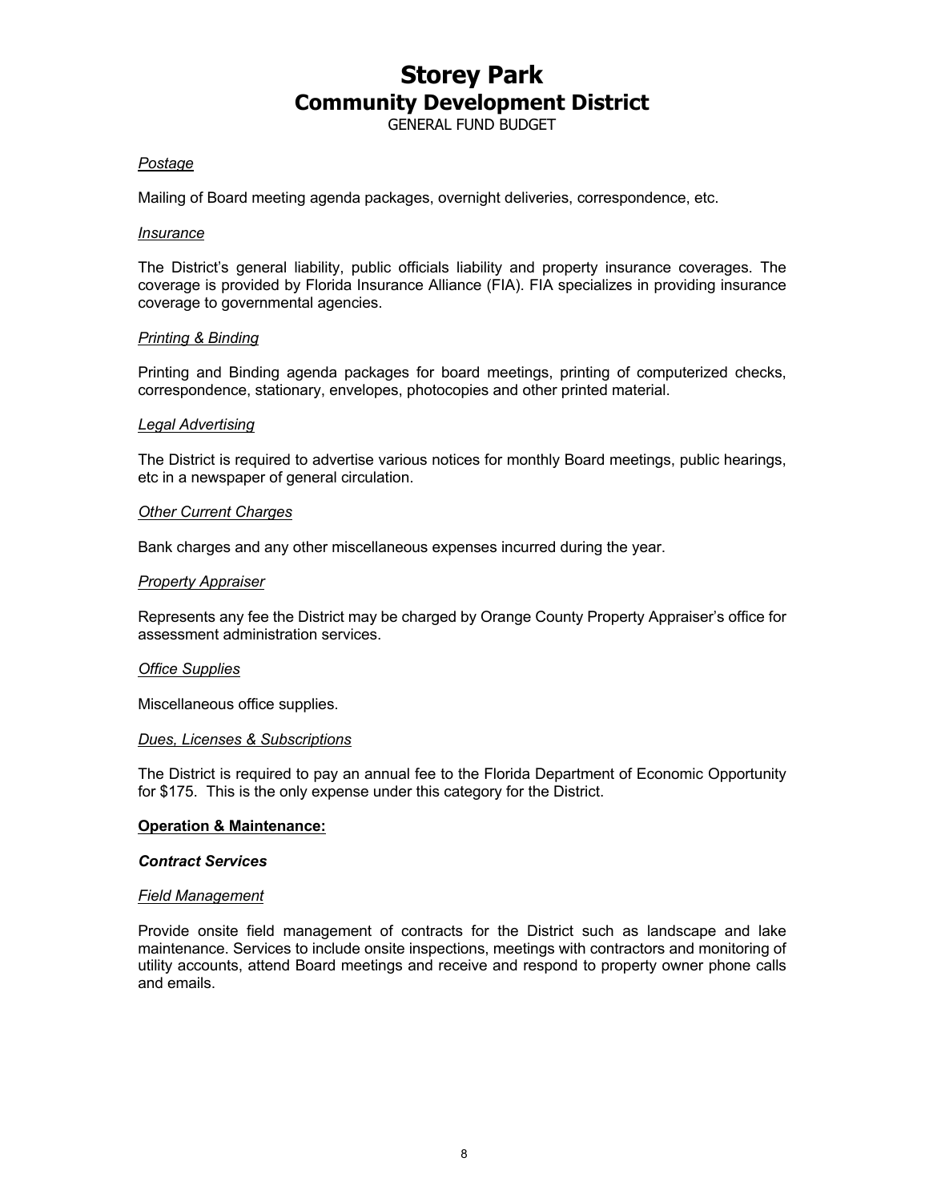# Storey Park
## Community Development District
GENERAL FUND BUDGET

*Postage*

Mailing of Board meeting agenda packages, overnight deliveries, correspondence, etc.

*Insurance*

The District's general liability, public officials liability and property insurance coverages. The coverage is provided by Florida Insurance Alliance (FIA). FIA specializes in providing insurance coverage to governmental agencies.

*Printing & Binding*

Printing and Binding agenda packages for board meetings, printing of computerized checks, correspondence, stationary, envelopes, photocopies and other printed material.

*Legal Advertising*

The District is required to advertise various notices for monthly Board meetings, public hearings, etc in a newspaper of general circulation.

*Other Current Charges*

Bank charges and any other miscellaneous expenses incurred during the year.

*Property Appraiser*

Represents any fee the District may be charged by Orange County Property Appraiser's office for assessment administration services.

*Office Supplies*

Miscellaneous office supplies.

*Dues, Licenses & Subscriptions*

The District is required to pay an annual fee to the Florida Department of Economic Opportunity for $175. This is the only expense under this category for the District.

**Operation & Maintenance:**

***Contract Services***

*Field Management*

Provide onsite field management of contracts for the District such as landscape and lake maintenance. Services to include onsite inspections, meetings with contractors and monitoring of utility accounts, attend Board meetings and receive and respond to property owner phone calls and emails.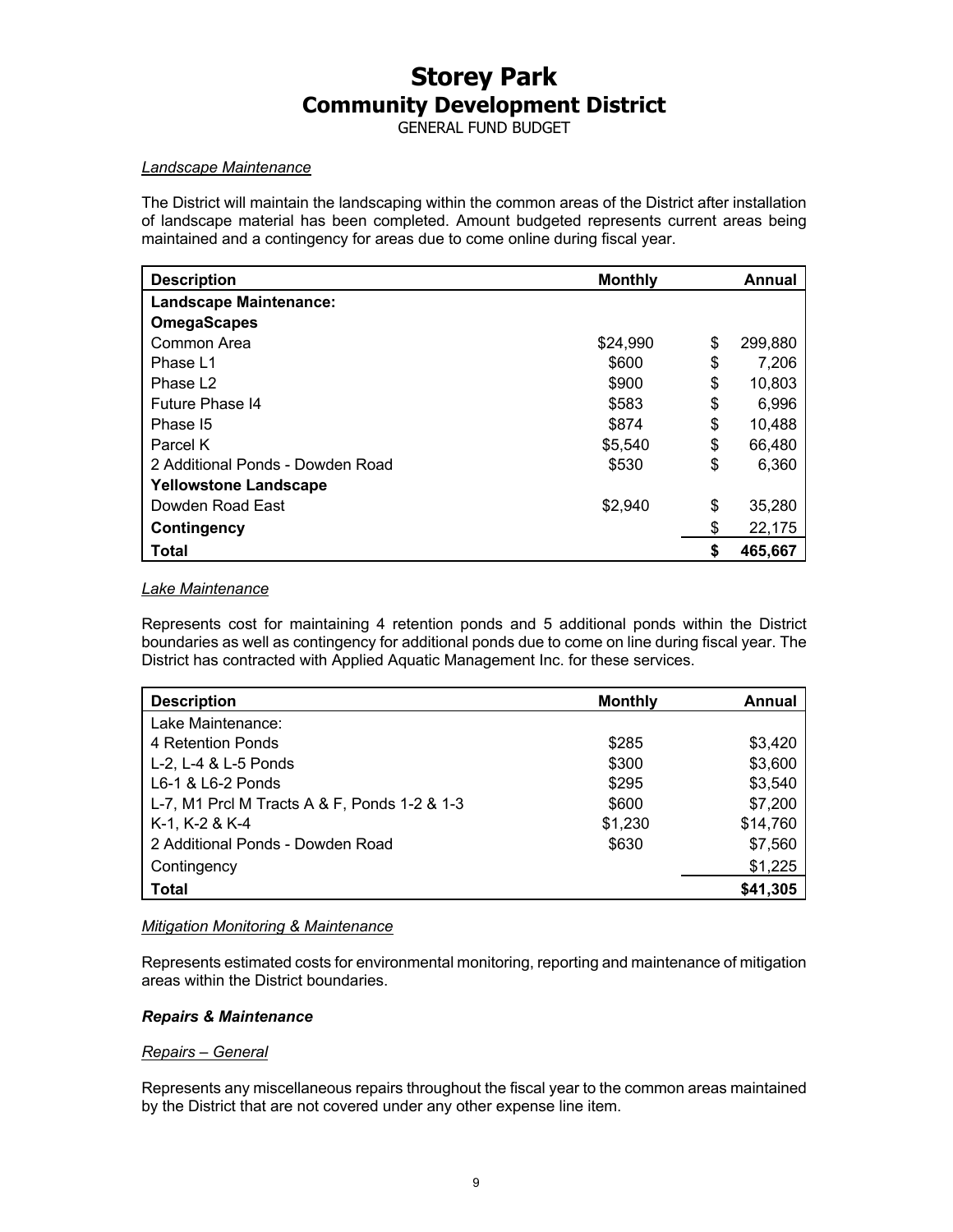# Storey Park
## Community Development District
GENERAL FUND BUDGET

*Landscape Maintenance*

The District will maintain the landscaping within the common areas of the District after installation of landscape material has been completed. Amount budgeted represents current areas being maintained and a contingency for areas due to come online during fiscal year.

| Description | Monthly | Annual |
|---|---|---|
| **Landscape Maintenance:** | | |
| **OmegaScapes** | | |
| Common Area | $24,990 | $ 299,880 |
| Phase L1 | $600 | $ 7,206 |
| Phase L2 | $900 | $ 10,803 |
| Future Phase I4 | $583 | $ 6,996 |
| Phase I5 | $874 | $ 10,488 |
| Parcel K | $5,540 | $ 66,480 |
| 2 Additional Ponds - Dowden Road | $530 | $ 6,360 |
| **Yellowstone Landscape** | | |
| Dowden Road East | $2,940 | $ 35,280 |
| **Contingency** | | $ 22,175 |
| **Total** | | **$ 465,667** |

*Lake Maintenance*

Represents cost for maintaining 4 retention ponds and 5 additional ponds within the District boundaries as well as contingency for additional ponds due to come on line during fiscal year. The District has contracted with Applied Aquatic Management Inc. for these services.

| Description | Monthly | Annual |
|---|---|---|
| Lake Maintenance: | | |
| 4 Retention Ponds | $285 | $3,420 |
| L-2, L-4 & L-5 Ponds | $300 | $3,600 |
| L6-1 & L6-2 Ponds | $295 | $3,540 |
| L-7, M1 Prcl M Tracts A & F, Ponds 1-2 & 1-3 | $600 | $7,200 |
| K-1, K-2 & K-4 | $1,230 | $14,760 |
| 2 Additional Ponds - Dowden Road | $630 | $7,560 |
| Contingency | | $1,225 |
| **Total** | | **$41,305** |

*Mitigation Monitoring & Maintenance*

Represents estimated costs for environmental monitoring, reporting and maintenance of mitigation areas within the District boundaries.

***Repairs & Maintenance***

*Repairs – General*

Represents any miscellaneous repairs throughout the fiscal year to the common areas maintained by the District that are not covered under any other expense line item.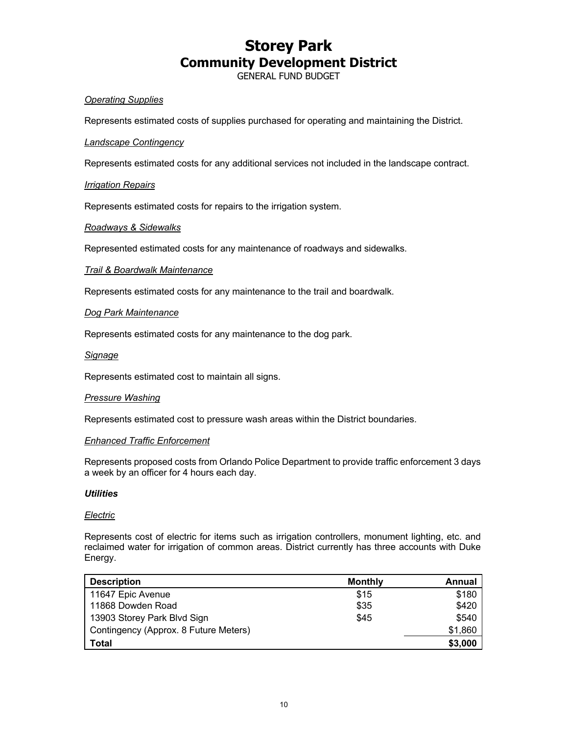# Storey Park
## Community Development District

GENERAL FUND BUDGET

*Operating Supplies*

Represents estimated costs of supplies purchased for operating and maintaining the District.

*Landscape Contingency*

Represents estimated costs for any additional services not included in the landscape contract.

*Irrigation Repairs*

Represents estimated costs for repairs to the irrigation system.

*Roadways & Sidewalks*

Represented estimated costs for any maintenance of roadways and sidewalks.

*Trail & Boardwalk Maintenance*

Represents estimated costs for any maintenance to the trail and boardwalk.

*Dog Park Maintenance*

Represents estimated costs for any maintenance to the dog park.

*Signage*

Represents estimated cost to maintain all signs.

*Pressure Washing*

Represents estimated cost to pressure wash areas within the District boundaries.

*Enhanced Traffic Enforcement*

Represents proposed costs from Orlando Police Department to provide traffic enforcement 3 days a week by an officer for 4 hours each day.

***Utilities***

*Electric*

Represents cost of electric for items such as irrigation controllers, monument lighting, etc. and reclaimed water for irrigation of common areas. District currently has three accounts with Duke Energy.

| Description | Monthly | Annual |
|---|---|---|
| 11647 Epic Avenue | $15 | $180 |
| 11868 Dowden Road | $35 | $420 |
| 13903 Storey Park Blvd Sign | $45 | $540 |
| Contingency (Approx. 8 Future Meters) | | $1,860 |
| **Total** | | **$3,000** |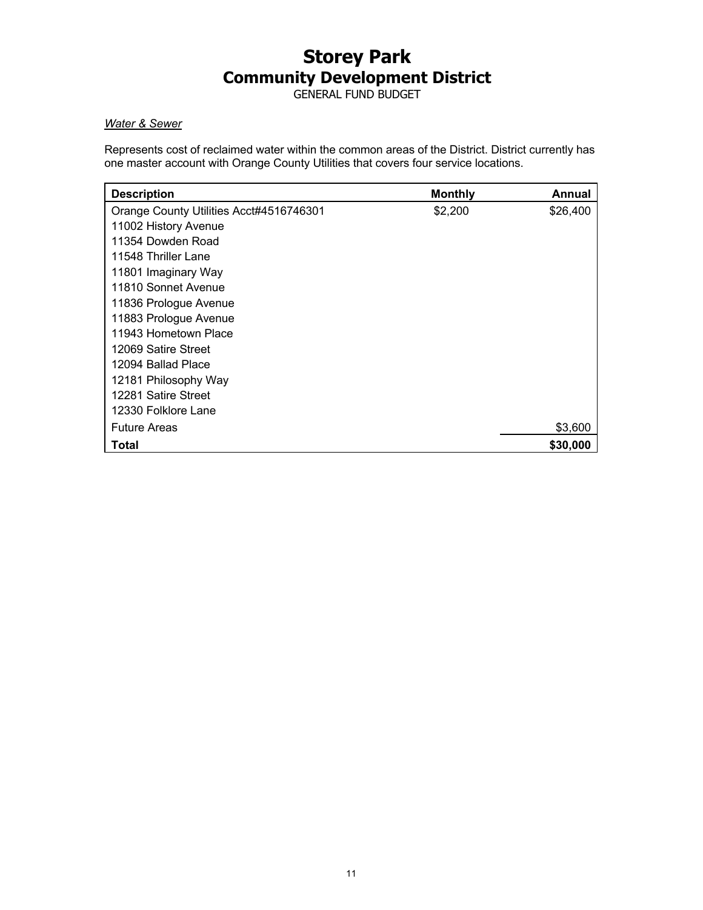# Storey Park
## Community Development District
GENERAL FUND BUDGET

*Water & Sewer*

Represents cost of reclaimed water within the common areas of the District. District currently has one master account with Orange County Utilities that covers four service locations.

| Description | Monthly | Annual |
|---|---|---|
| Orange County Utilities Acct#4516746301 | $2,200 | $26,400 |
| 11002 History Avenue | | |
| 11354 Dowden Road | | |
| 11548 Thriller Lane | | |
| 11801 Imaginary Way | | |
| 11810 Sonnet Avenue | | |
| 11836 Prologue Avenue | | |
| 11883 Prologue Avenue | | |
| 11943 Hometown Place | | |
| 12069 Satire Street | | |
| 12094 Ballad Place | | |
| 12181 Philosophy Way | | |
| 12281 Satire Street | | |
| 12330 Folklore Lane | | |
| Future Areas | | $3,600 |
| **Total** | | **$30,000** |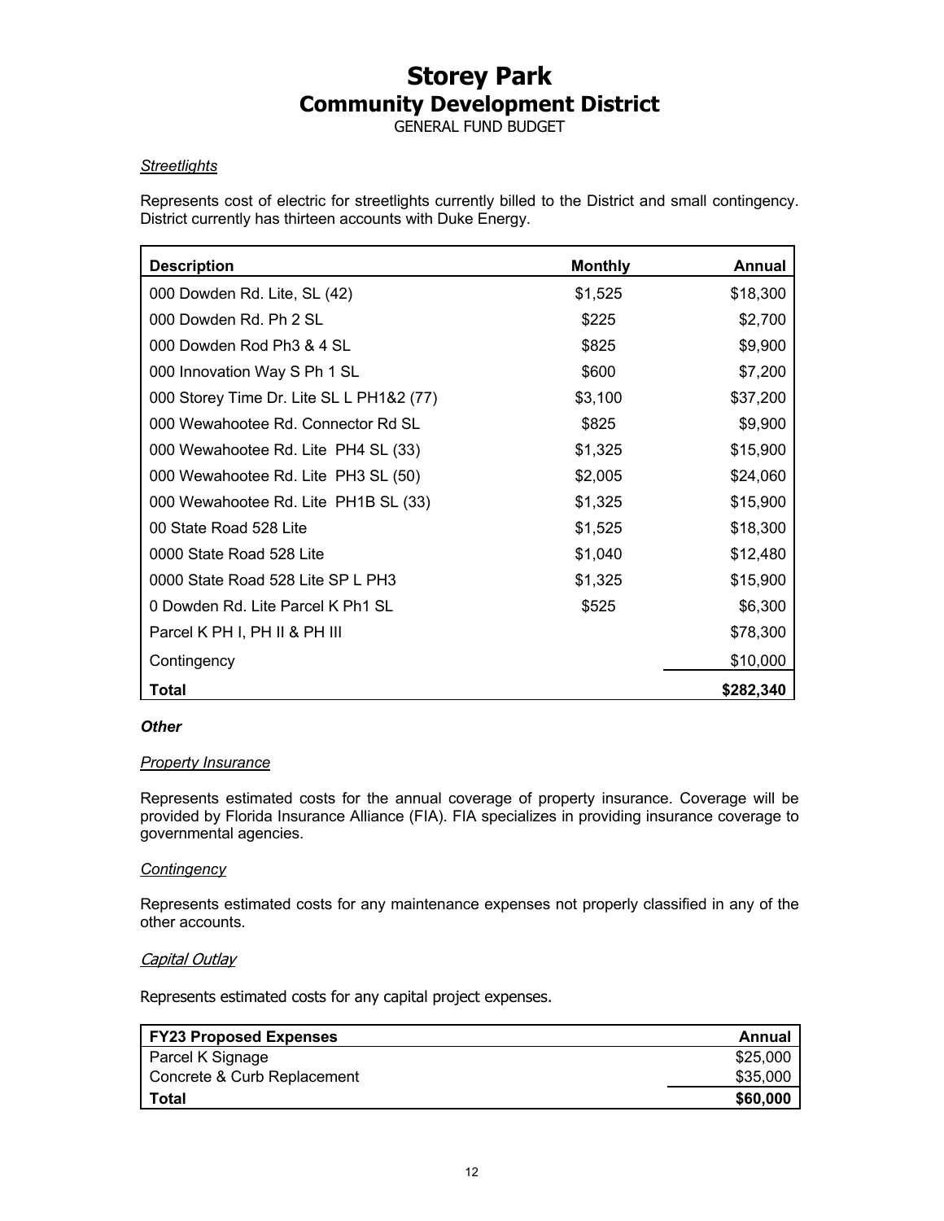# Storey Park
## Community Development District
GENERAL FUND BUDGET

*Streetlights*

Represents cost of electric for streetlights currently billed to the District and small contingency. District currently has thirteen accounts with Duke Energy.

| Description | Monthly | Annual |
|---|---|---|
| 000 Dowden Rd. Lite, SL (42) | $1,525 | $18,300 |
| 000 Dowden Rd. Ph 2 SL | $225 | $2,700 |
| 000 Dowden Rod Ph3 & 4 SL | $825 | $9,900 |
| 000 Innovation Way S Ph 1 SL | $600 | $7,200 |
| 000 Storey Time Dr. Lite SL L PH1&2 (77) | $3,100 | $37,200 |
| 000 Wewahootee Rd. Connector Rd SL | $825 | $9,900 |
| 000 Wewahootee Rd. Lite PH4 SL (33) | $1,325 | $15,900 |
| 000 Wewahootee Rd. Lite PH3 SL (50) | $2,005 | $24,060 |
| 000 Wewahootee Rd. Lite PH1B SL (33) | $1,325 | $15,900 |
| 00 State Road 528 Lite | $1,525 | $18,300 |
| 0000 State Road 528 Lite | $1,040 | $12,480 |
| 0000 State Road 528 Lite SP L PH3 | $1,325 | $15,900 |
| 0 Dowden Rd. Lite Parcel K Ph1 SL | $525 | $6,300 |
| Parcel K PH I, PH II & PH III | | $78,300 |
| Contingency | | $10,000 |
| **Total** | | **$282,340** |

***Other***

*Property Insurance*

Represents estimated costs for the annual coverage of property insurance. Coverage will be provided by Florida Insurance Alliance (FIA). FIA specializes in providing insurance coverage to governmental agencies.

*Contingency*

Represents estimated costs for any maintenance expenses not properly classified in any of the other accounts.

*Capital Outlay*

Represents estimated costs for any capital project expenses.

| FY23 Proposed Expenses | Annual |
|---|---|
| Parcel K Signage | $25,000 |
| Concrete & Curb Replacement | $35,000 |
| **Total** | **$60,000** |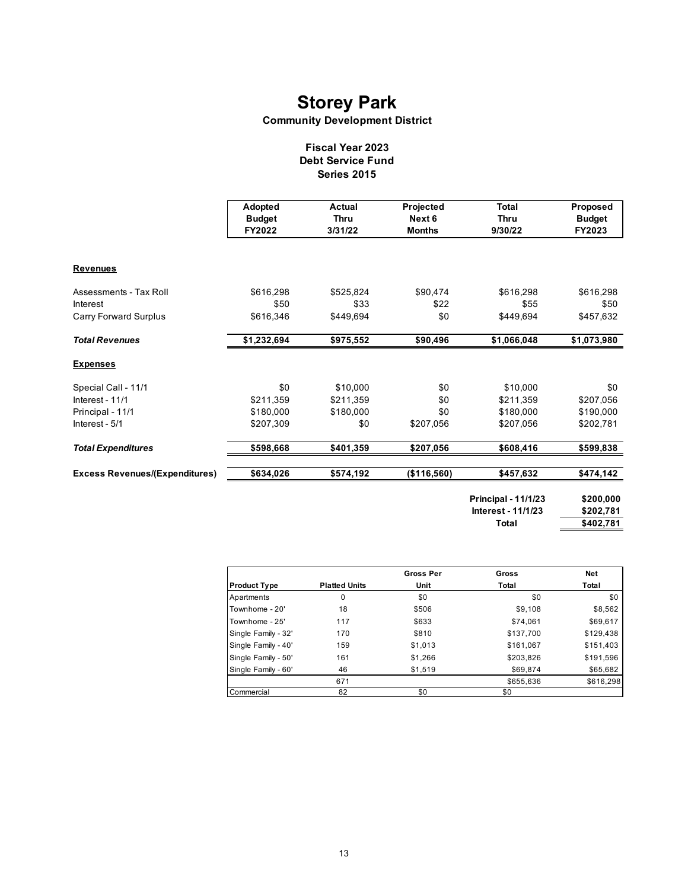# Storey Park

## Community Development District

### Fiscal Year 2023
### Debt Service Fund
### Series 2015

| | Adopted Budget FY2022 | Actual Thru 3/31/22 | Projected Next 6 Months | Total Thru 9/30/22 | Proposed Budget FY2023 |
|---|---|---|---|---|---|
| **Revenues** | | | | | |
| Assessments - Tax Roll | $616,298 | $525,824 | $90,474 | $616,298 | $616,298 |
| Interest | $50 | $33 | $22 | $55 | $50 |
| Carry Forward Surplus | $616,346 | $449,694 | $0 | $449,694 | $457,632 |
| ***Total Revenues*** | **$1,232,694** | **$975,552** | **$90,496** | **$1,066,048** | **$1,073,980** |
| **Expenses** | | | | | |
| Special Call - 11/1 | $0 | $10,000 | $0 | $10,000 | $0 |
| Interest - 11/1 | $211,359 | $211,359 | $0 | $211,359 | $207,056 |
| Principal - 11/1 | $180,000 | $180,000 | $0 | $180,000 | $190,000 |
| Interest - 5/1 | $207,309 | $0 | $207,056 | $207,056 | $202,781 |
| ***Total Expenditures*** | **$598,668** | **$401,359** | **$207,056** | **$608,416** | **$599,838** |
| **Excess Revenues/(Expenditures)** | **$634,026** | **$574,192** | **($116,560)** | **$457,632** | **$474,142** |

| | |
|---|---|
| **Principal - 11/1/23** | **$200,000** |
| **Interest - 11/1/23** | **$202,781** |
| **Total** | **$402,781** |

| Product Type | Platted Units | Gross Per Unit | Gross Total | Net Total |
|---|---|---|---|---|
| Apartments | 0 | $0 | $0 | $0 |
| Townhome - 20' | 18 | $506 | $9,108 | $8,562 |
| Townhome - 25' | 117 | $633 | $74,061 | $69,617 |
| Single Family - 32' | 170 | $810 | $137,700 | $129,438 |
| Single Family - 40' | 159 | $1,013 | $161,067 | $151,403 |
| Single Family - 50' | 161 | $1,266 | $203,826 | $191,596 |
| Single Family - 60' | 46 | $1,519 | $69,874 | $65,682 |
| | 671 | | $655,636 | $616,298 |
| Commercial | 82 | $0 | $0 | |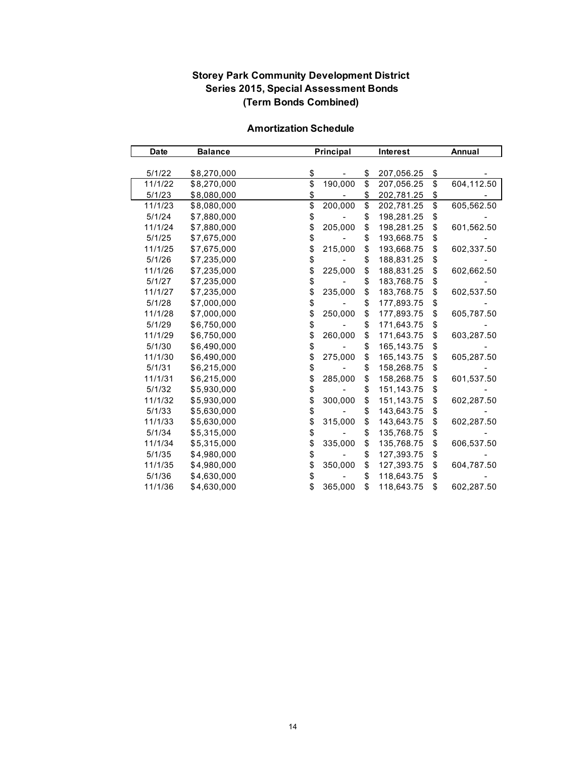## Storey Park Community Development District
## Series 2015, Special Assessment Bonds
## (Term Bonds Combined)

### Amortization Schedule

| Date | Balance | Principal | Interest | Annual |
|---|---|---|---|---|
| 5/1/22 | $8,270,000 | $ - | $ 207,056.25 | $ - |
| 11/1/22 | $8,270,000 | $ 190,000 | $ 207,056.25 | $ 604,112.50 |
| 5/1/23 | $8,080,000 | $ - | $ 202,781.25 | $ - |
| 11/1/23 | $8,080,000 | $ 200,000 | $ 202,781.25 | $ 605,562.50 |
| 5/1/24 | $7,880,000 | $ - | $ 198,281.25 | $ - |
| 11/1/24 | $7,880,000 | $ 205,000 | $ 198,281.25 | $ 601,562.50 |
| 5/1/25 | $7,675,000 | $ - | $ 193,668.75 | $ - |
| 11/1/25 | $7,675,000 | $ 215,000 | $ 193,668.75 | $ 602,337.50 |
| 5/1/26 | $7,235,000 | $ - | $ 188,831.25 | $ - |
| 11/1/26 | $7,235,000 | $ 225,000 | $ 188,831.25 | $ 602,662.50 |
| 5/1/27 | $7,235,000 | $ - | $ 183,768.75 | $ - |
| 11/1/27 | $7,235,000 | $ 235,000 | $ 183,768.75 | $ 602,537.50 |
| 5/1/28 | $7,000,000 | $ - | $ 177,893.75 | $ - |
| 11/1/28 | $7,000,000 | $ 250,000 | $ 177,893.75 | $ 605,787.50 |
| 5/1/29 | $6,750,000 | $ - | $ 171,643.75 | $ - |
| 11/1/29 | $6,750,000 | $ 260,000 | $ 171,643.75 | $ 603,287.50 |
| 5/1/30 | $6,490,000 | $ - | $ 165,143.75 | $ - |
| 11/1/30 | $6,490,000 | $ 275,000 | $ 165,143.75 | $ 605,287.50 |
| 5/1/31 | $6,215,000 | $ - | $ 158,268.75 | $ - |
| 11/1/31 | $6,215,000 | $ 285,000 | $ 158,268.75 | $ 601,537.50 |
| 5/1/32 | $5,930,000 | $ - | $ 151,143.75 | $ - |
| 11/1/32 | $5,930,000 | $ 300,000 | $ 151,143.75 | $ 602,287.50 |
| 5/1/33 | $5,630,000 | $ - | $ 143,643.75 | $ - |
| 11/1/33 | $5,630,000 | $ 315,000 | $ 143,643.75 | $ 602,287.50 |
| 5/1/34 | $5,315,000 | $ - | $ 135,768.75 | $ - |
| 11/1/34 | $5,315,000 | $ 335,000 | $ 135,768.75 | $ 606,537.50 |
| 5/1/35 | $4,980,000 | $ - | $ 127,393.75 | $ - |
| 11/1/35 | $4,980,000 | $ 350,000 | $ 127,393.75 | $ 604,787.50 |
| 5/1/36 | $4,630,000 | $ - | $ 118,643.75 | $ - |
| 11/1/36 | $4,630,000 | $ 365,000 | $ 118,643.75 | $ 602,287.50 |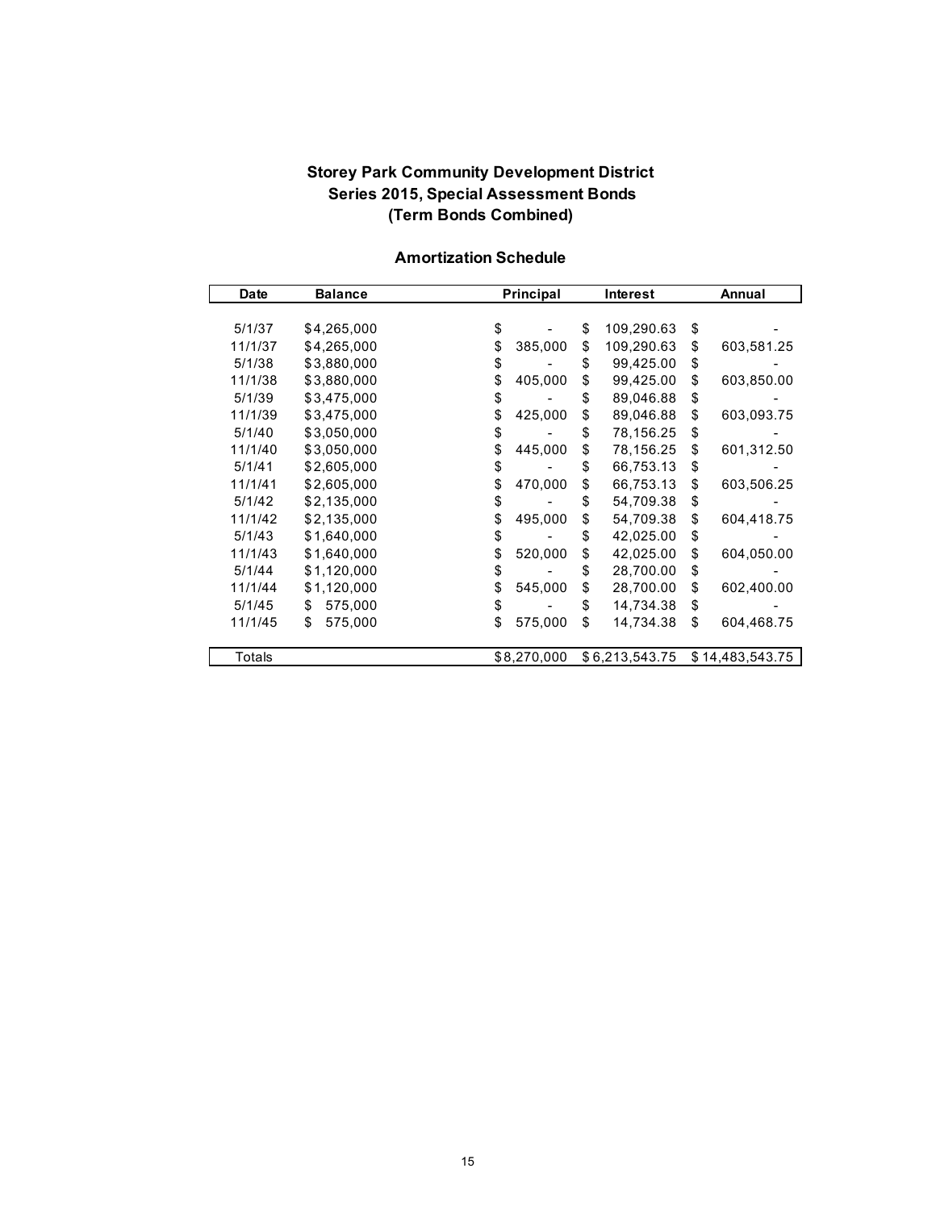**Storey Park Community Development District**
**Series 2015, Special Assessment Bonds**
**(Term Bonds Combined)**

**Amortization Schedule**

| Date | Balance | Principal | Interest | Annual |
|---|---|---|---|---|
| 5/1/37 | $4,265,000 | $ - | $ 109,290.63 | $ - |
| 11/1/37 | $4,265,000 | $ 385,000 | $ 109,290.63 | $ 603,581.25 |
| 5/1/38 | $3,880,000 | $ - | $ 99,425.00 | $ - |
| 11/1/38 | $3,880,000 | $ 405,000 | $ 99,425.00 | $ 603,850.00 |
| 5/1/39 | $3,475,000 | $ - | $ 89,046.88 | $ - |
| 11/1/39 | $3,475,000 | $ 425,000 | $ 89,046.88 | $ 603,093.75 |
| 5/1/40 | $3,050,000 | $ - | $ 78,156.25 | $ - |
| 11/1/40 | $3,050,000 | $ 445,000 | $ 78,156.25 | $ 601,312.50 |
| 5/1/41 | $2,605,000 | $ - | $ 66,753.13 | $ - |
| 11/1/41 | $2,605,000 | $ 470,000 | $ 66,753.13 | $ 603,506.25 |
| 5/1/42 | $2,135,000 | $ - | $ 54,709.38 | $ - |
| 11/1/42 | $2,135,000 | $ 495,000 | $ 54,709.38 | $ 604,418.75 |
| 5/1/43 | $1,640,000 | $ - | $ 42,025.00 | $ - |
| 11/1/43 | $1,640,000 | $ 520,000 | $ 42,025.00 | $ 604,050.00 |
| 5/1/44 | $1,120,000 | $ - | $ 28,700.00 | $ - |
| 11/1/44 | $1,120,000 | $ 545,000 | $ 28,700.00 | $ 602,400.00 |
| 5/1/45 | $ 575,000 | $ - | $ 14,734.38 | $ - |
| 11/1/45 | $ 575,000 | $ 575,000 | $ 14,734.38 | $ 604,468.75 |
| Totals | | $8,270,000 | $6,213,543.75 | $14,483,543.75 |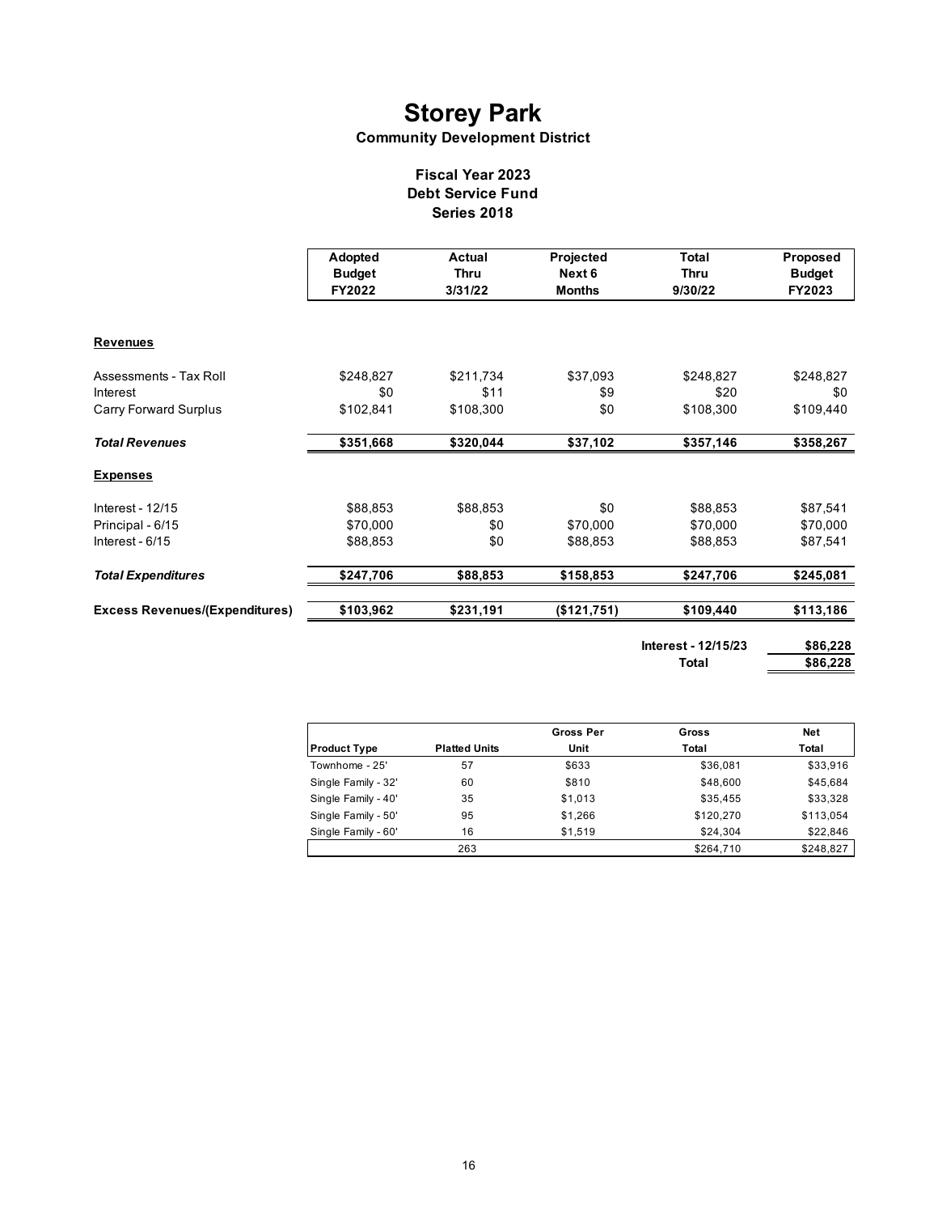# Storey Park

### Community Development District

### Fiscal Year 2023
### Debt Service Fund
### Series 2018

| | Adopted Budget FY2022 | Actual Thru 3/31/22 | Projected Next 6 Months | Total Thru 9/30/22 | Proposed Budget FY2023 |
|---|---|---|---|---|---|
| **Revenues** | | | | | |
| Assessments - Tax Roll | $248,827 | $211,734 | $37,093 | $248,827 | $248,827 |
| Interest | $0 | $11 | $9 | $20 | $0 |
| Carry Forward Surplus | $102,841 | $108,300 | $0 | $108,300 | $109,440 |
| ***Total Revenues*** | **$351,668** | **$320,044** | **$37,102** | **$357,146** | **$358,267** |
| **Expenses** | | | | | |
| Interest - 12/15 | $88,853 | $88,853 | $0 | $88,853 | $87,541 |
| Principal - 6/15 | $70,000 | $0 | $70,000 | $70,000 | $70,000 |
| Interest - 6/15 | $88,853 | $0 | $88,853 | $88,853 | $87,541 |
| ***Total Expenditures*** | **$247,706** | **$88,853** | **$158,853** | **$247,706** | **$245,081** |
| **Excess Revenues/(Expenditures)** | **$103,962** | **$231,191** | **($121,751)** | **$109,440** | **$113,186** |
| | | | | **Interest - 12/15/23** | **$86,228** |
| | | | | **Total** | **$86,228** |

| Product Type | Platted Units | Gross Per Unit | Gross Total | Net Total |
|---|---|---|---|---|
| Townhome - 25' | 57 | $633 | $36,081 | $33,916 |
| Single Family - 32' | 60 | $810 | $48,600 | $45,684 |
| Single Family - 40' | 35 | $1,013 | $35,455 | $33,328 |
| Single Family - 50' | 95 | $1,266 | $120,270 | $113,054 |
| Single Family - 60' | 16 | $1,519 | $24,304 | $22,846 |
| | 263 | | $264,710 | $248,827 |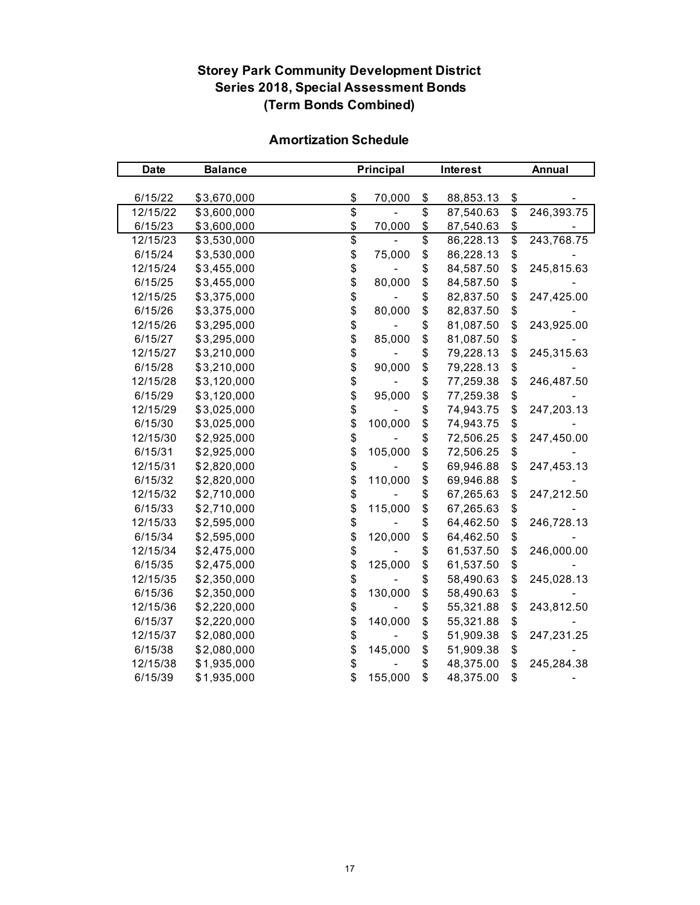**Storey Park Community Development District**
**Series 2018, Special Assessment Bonds**
**(Term Bonds Combined)**

**Amortization Schedule**

| Date | Balance | Principal | Interest | Annual |
|---|---|---|---|---|
| 6/15/22 | $3,670,000 | $ 70,000 | $ 88,853.13 | $ - |
| 12/15/22 | $3,600,000 | $ - | $ 87,540.63 | $ 246,393.75 |
| 6/15/23 | $3,600,000 | $ 70,000 | $ 87,540.63 | $ - |
| 12/15/23 | $3,530,000 | $ - | $ 86,228.13 | $ 243,768.75 |
| 6/15/24 | $3,530,000 | $ 75,000 | $ 86,228.13 | $ - |
| 12/15/24 | $3,455,000 | $ - | $ 84,587.50 | $ 245,815.63 |
| 6/15/25 | $3,455,000 | $ 80,000 | $ 84,587.50 | $ - |
| 12/15/25 | $3,375,000 | $ - | $ 82,837.50 | $ 247,425.00 |
| 6/15/26 | $3,375,000 | $ 80,000 | $ 82,837.50 | $ - |
| 12/15/26 | $3,295,000 | $ - | $ 81,087.50 | $ 243,925.00 |
| 6/15/27 | $3,295,000 | $ 85,000 | $ 81,087.50 | $ - |
| 12/15/27 | $3,210,000 | $ - | $ 79,228.13 | $ 245,315.63 |
| 6/15/28 | $3,210,000 | $ 90,000 | $ 79,228.13 | $ - |
| 12/15/28 | $3,120,000 | $ - | $ 77,259.38 | $ 246,487.50 |
| 6/15/29 | $3,120,000 | $ 95,000 | $ 77,259.38 | $ - |
| 12/15/29 | $3,025,000 | $ - | $ 74,943.75 | $ 247,203.13 |
| 6/15/30 | $3,025,000 | $ 100,000 | $ 74,943.75 | $ - |
| 12/15/30 | $2,925,000 | $ - | $ 72,506.25 | $ 247,450.00 |
| 6/15/31 | $2,925,000 | $ 105,000 | $ 72,506.25 | $ - |
| 12/15/31 | $2,820,000 | $ - | $ 69,946.88 | $ 247,453.13 |
| 6/15/32 | $2,820,000 | $ 110,000 | $ 69,946.88 | $ - |
| 12/15/32 | $2,710,000 | $ - | $ 67,265.63 | $ 247,212.50 |
| 6/15/33 | $2,710,000 | $ 115,000 | $ 67,265.63 | $ - |
| 12/15/33 | $2,595,000 | $ - | $ 64,462.50 | $ 246,728.13 |
| 6/15/34 | $2,595,000 | $ 120,000 | $ 64,462.50 | $ - |
| 12/15/34 | $2,475,000 | $ - | $ 61,537.50 | $ 246,000.00 |
| 6/15/35 | $2,475,000 | $ 125,000 | $ 61,537.50 | $ - |
| 12/15/35 | $2,350,000 | $ - | $ 58,490.63 | $ 245,028.13 |
| 6/15/36 | $2,350,000 | $ 130,000 | $ 58,490.63 | $ - |
| 12/15/36 | $2,220,000 | $ - | $ 55,321.88 | $ 243,812.50 |
| 6/15/37 | $2,220,000 | $ 140,000 | $ 55,321.88 | $ - |
| 12/15/37 | $2,080,000 | $ - | $ 51,909.38 | $ 247,231.25 |
| 6/15/38 | $2,080,000 | $ 145,000 | $ 51,909.38 | $ - |
| 12/15/38 | $1,935,000 | $ - | $ 48,375.00 | $ 245,284.38 |
| 6/15/39 | $1,935,000 | $ 155,000 | $ 48,375.00 | $ - |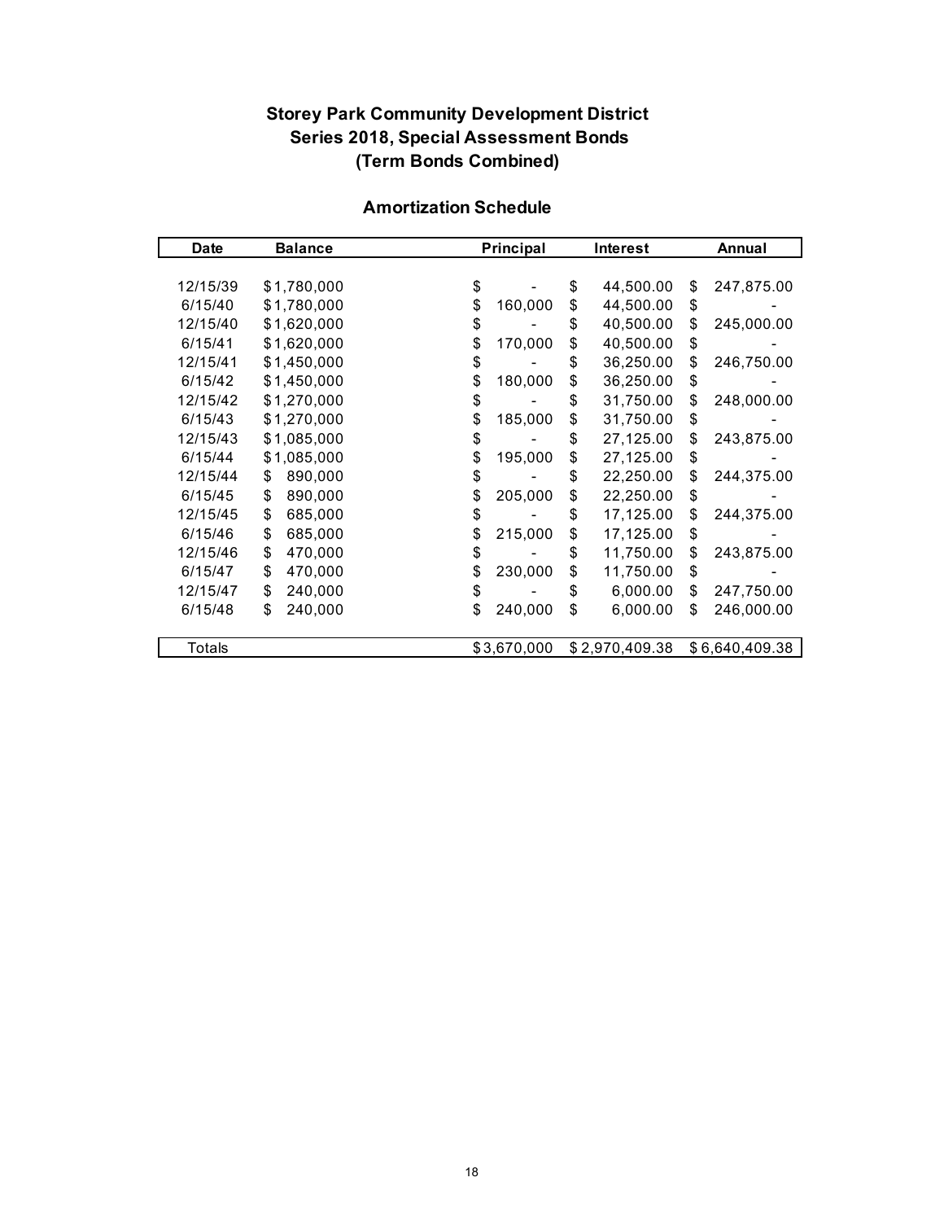**Storey Park Community Development District**
**Series 2018, Special Assessment Bonds**
**(Term Bonds Combined)**

**Amortization Schedule**

| Date | Balance | Principal | Interest | Annual |
|---|---|---|---|---|
| 12/15/39 | $1,780,000 | $ - | $ 44,500.00 | $ 247,875.00 |
| 6/15/40 | $1,780,000 | $ 160,000 | $ 44,500.00 | $ - |
| 12/15/40 | $1,620,000 | $ - | $ 40,500.00 | $ 245,000.00 |
| 6/15/41 | $1,620,000 | $ 170,000 | $ 40,500.00 | $ - |
| 12/15/41 | $1,450,000 | $ - | $ 36,250.00 | $ 246,750.00 |
| 6/15/42 | $1,450,000 | $ 180,000 | $ 36,250.00 | $ - |
| 12/15/42 | $1,270,000 | $ - | $ 31,750.00 | $ 248,000.00 |
| 6/15/43 | $1,270,000 | $ 185,000 | $ 31,750.00 | $ - |
| 12/15/43 | $1,085,000 | $ - | $ 27,125.00 | $ 243,875.00 |
| 6/15/44 | $1,085,000 | $ 195,000 | $ 27,125.00 | $ - |
| 12/15/44 | $ 890,000 | $ - | $ 22,250.00 | $ 244,375.00 |
| 6/15/45 | $ 890,000 | $ 205,000 | $ 22,250.00 | $ - |
| 12/15/45 | $ 685,000 | $ - | $ 17,125.00 | $ 244,375.00 |
| 6/15/46 | $ 685,000 | $ 215,000 | $ 17,125.00 | $ - |
| 12/15/46 | $ 470,000 | $ - | $ 11,750.00 | $ 243,875.00 |
| 6/15/47 | $ 470,000 | $ 230,000 | $ 11,750.00 | $ - |
| 12/15/47 | $ 240,000 | $ - | $ 6,000.00 | $ 247,750.00 |
| 6/15/48 | $ 240,000 | $ 240,000 | $ 6,000.00 | $ 246,000.00 |
| Totals | | $3,670,000 | $2,970,409.38 | $6,640,409.38 |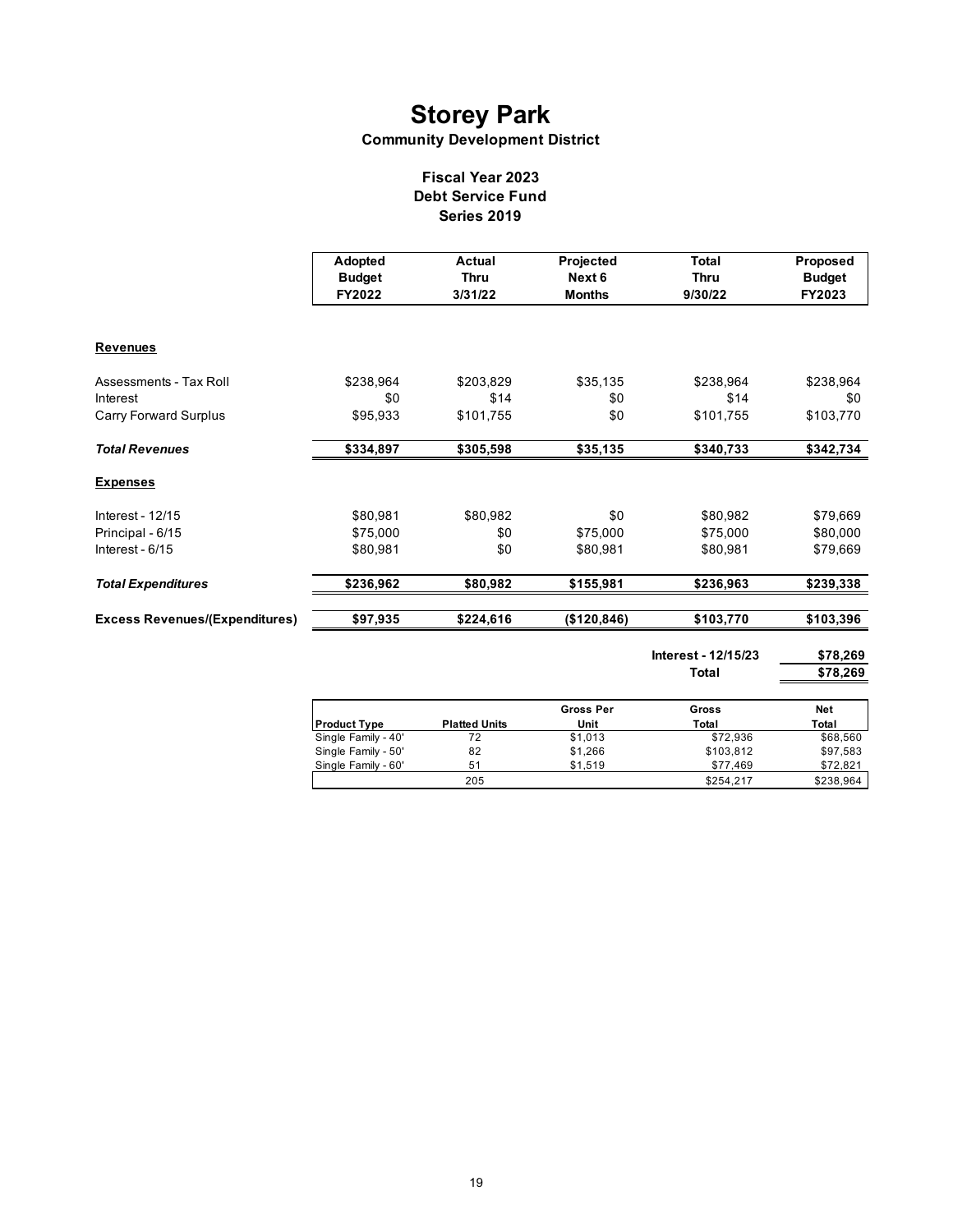# Storey Park

**Community Development District**

**Fiscal Year 2023**
**Debt Service Fund**
**Series 2019**

| | Adopted Budget FY2022 | Actual Thru 3/31/22 | Projected Next 6 Months | Total Thru 9/30/22 | Proposed Budget FY2023 |
|---|---|---|---|---|---|
| **Revenues** | | | | | |
| Assessments - Tax Roll | $238,964 | $203,829 | $35,135 | $238,964 | $238,964 |
| Interest | $0 | $14 | $0 | $14 | $0 |
| Carry Forward Surplus | $95,933 | $101,755 | $0 | $101,755 | $103,770 |
| ***Total Revenues*** | **$334,897** | **$305,598** | **$35,135** | **$340,733** | **$342,734** |
| **Expenses** | | | | | |
| Interest - 12/15 | $80,981 | $80,982 | $0 | $80,982 | $79,669 |
| Principal - 6/15 | $75,000 | $0 | $75,000 | $75,000 | $80,000 |
| Interest - 6/15 | $80,981 | $0 | $80,981 | $80,981 | $79,669 |
| ***Total Expenditures*** | **$236,962** | **$80,982** | **$155,981** | **$236,963** | **$239,338** |
| **Excess Revenues/(Expenditures)** | **$97,935** | **$224,616** | **($120,846)** | **$103,770** | **$103,396** |

| | |
|---|---|
| **Interest - 12/15/23** | **$78,269** |
| **Total** | **$78,269** |

| Product Type | Platted Units | Gross Per Unit | Gross Total | Net Total |
|---|---|---|---|---|
| Single Family - 40' | 72 | $1,013 | $72,936 | $68,560 |
| Single Family - 50' | 82 | $1,266 | $103,812 | $97,583 |
| Single Family - 60' | 51 | $1,519 | $77,469 | $72,821 |
| | 205 | | $254,217 | $238,964 |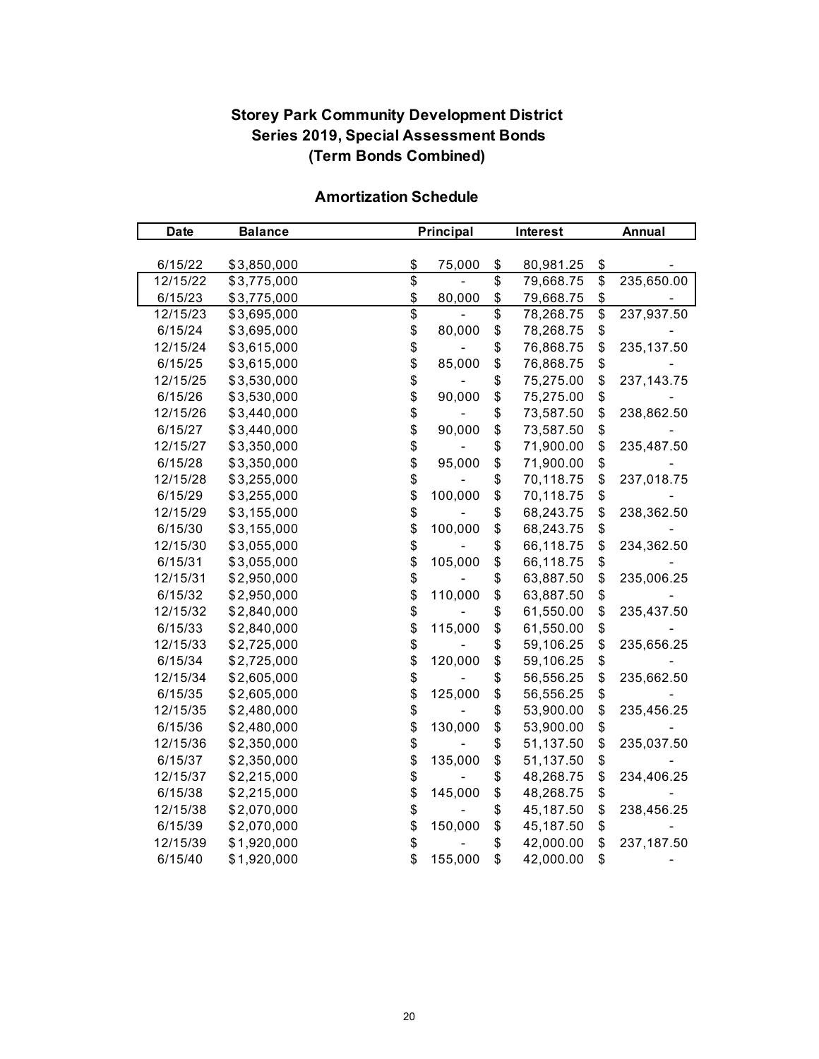**Storey Park Community Development District**
**Series 2019, Special Assessment Bonds**
**(Term Bonds Combined)**

**Amortization Schedule**

| Date | Balance | Principal | Interest | Annual |
|---|---|---|---|---|
| 6/15/22 | $3,850,000 | $ 75,000 | $ 80,981.25 | $ - |
| 12/15/22 | $3,775,000 | $ - | $ 79,668.75 | $ 235,650.00 |
| 6/15/23 | $3,775,000 | $ 80,000 | $ 79,668.75 | $ - |
| 12/15/23 | $3,695,000 | $ - | $ 78,268.75 | $ 237,937.50 |
| 6/15/24 | $3,695,000 | $ 80,000 | $ 78,268.75 | $ - |
| 12/15/24 | $3,615,000 | $ - | $ 76,868.75 | $ 235,137.50 |
| 6/15/25 | $3,615,000 | $ 85,000 | $ 76,868.75 | $ - |
| 12/15/25 | $3,530,000 | $ - | $ 75,275.00 | $ 237,143.75 |
| 6/15/26 | $3,530,000 | $ 90,000 | $ 75,275.00 | $ - |
| 12/15/26 | $3,440,000 | $ - | $ 73,587.50 | $ 238,862.50 |
| 6/15/27 | $3,440,000 | $ 90,000 | $ 73,587.50 | $ - |
| 12/15/27 | $3,350,000 | $ - | $ 71,900.00 | $ 235,487.50 |
| 6/15/28 | $3,350,000 | $ 95,000 | $ 71,900.00 | $ - |
| 12/15/28 | $3,255,000 | $ - | $ 70,118.75 | $ 237,018.75 |
| 6/15/29 | $3,255,000 | $ 100,000 | $ 70,118.75 | $ - |
| 12/15/29 | $3,155,000 | $ - | $ 68,243.75 | $ 238,362.50 |
| 6/15/30 | $3,155,000 | $ 100,000 | $ 68,243.75 | $ - |
| 12/15/30 | $3,055,000 | $ - | $ 66,118.75 | $ 234,362.50 |
| 6/15/31 | $3,055,000 | $ 105,000 | $ 66,118.75 | $ - |
| 12/15/31 | $2,950,000 | $ - | $ 63,887.50 | $ 235,006.25 |
| 6/15/32 | $2,950,000 | $ 110,000 | $ 63,887.50 | $ - |
| 12/15/32 | $2,840,000 | $ - | $ 61,550.00 | $ 235,437.50 |
| 6/15/33 | $2,840,000 | $ 115,000 | $ 61,550.00 | $ - |
| 12/15/33 | $2,725,000 | $ - | $ 59,106.25 | $ 235,656.25 |
| 6/15/34 | $2,725,000 | $ 120,000 | $ 59,106.25 | $ - |
| 12/15/34 | $2,605,000 | $ - | $ 56,556.25 | $ 235,662.50 |
| 6/15/35 | $2,605,000 | $ 125,000 | $ 56,556.25 | $ - |
| 12/15/35 | $2,480,000 | $ - | $ 53,900.00 | $ 235,456.25 |
| 6/15/36 | $2,480,000 | $ 130,000 | $ 53,900.00 | $ - |
| 12/15/36 | $2,350,000 | $ - | $ 51,137.50 | $ 235,037.50 |
| 6/15/37 | $2,350,000 | $ 135,000 | $ 51,137.50 | $ - |
| 12/15/37 | $2,215,000 | $ - | $ 48,268.75 | $ 234,406.25 |
| 6/15/38 | $2,215,000 | $ 145,000 | $ 48,268.75 | $ - |
| 12/15/38 | $2,070,000 | $ - | $ 45,187.50 | $ 238,456.25 |
| 6/15/39 | $2,070,000 | $ 150,000 | $ 45,187.50 | $ - |
| 12/15/39 | $1,920,000 | $ - | $ 42,000.00 | $ 237,187.50 |
| 6/15/40 | $1,920,000 | $ 155,000 | $ 42,000.00 | $ - |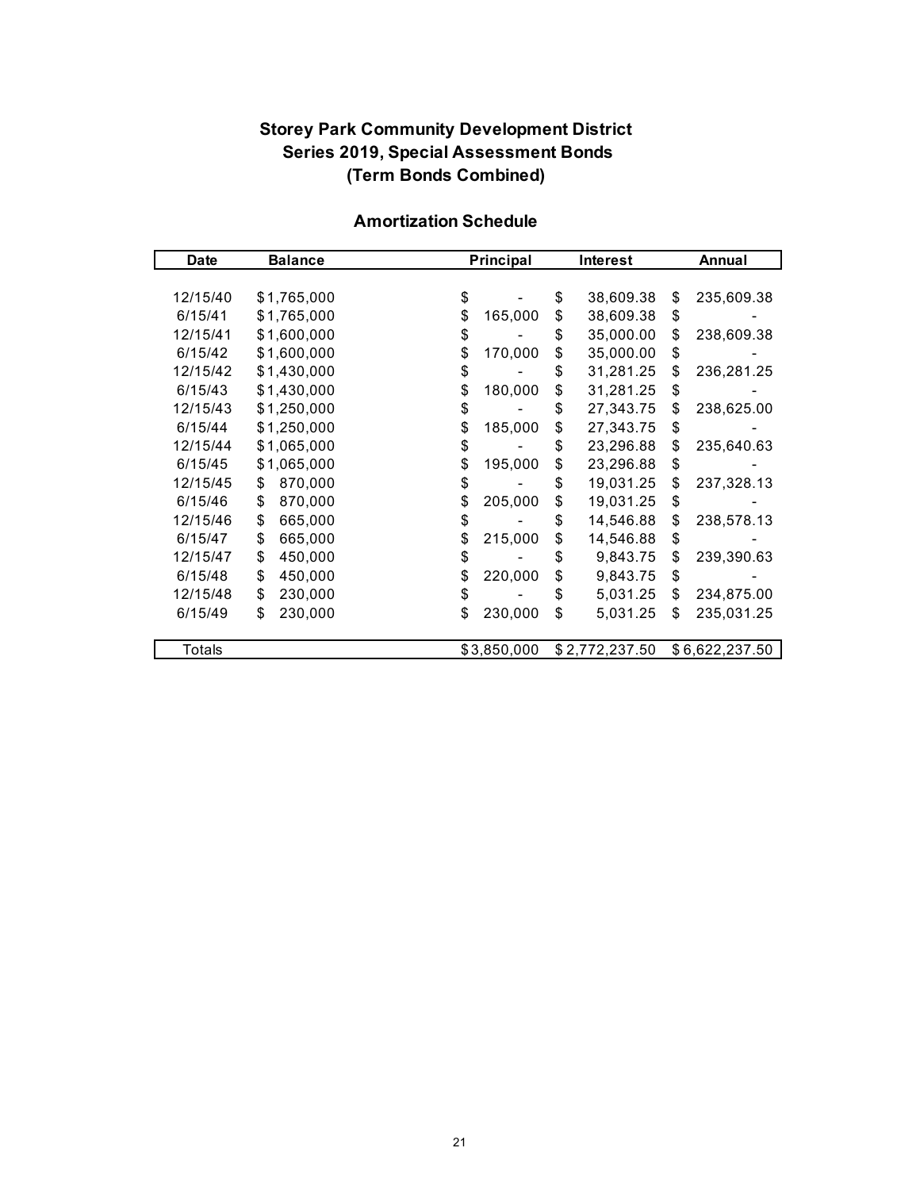## Storey Park Community Development District
## Series 2019, Special Assessment Bonds
## (Term Bonds Combined)

### Amortization Schedule

| Date | Balance | Principal | Interest | Annual |
|---|---|---|---|---|
| 12/15/40 | $1,765,000 | $ - | $ 38,609.38 | $ 235,609.38 |
| 6/15/41 | $1,765,000 | $ 165,000 | $ 38,609.38 | $ - |
| 12/15/41 | $1,600,000 | $ - | $ 35,000.00 | $ 238,609.38 |
| 6/15/42 | $1,600,000 | $ 170,000 | $ 35,000.00 | $ - |
| 12/15/42 | $1,430,000 | $ - | $ 31,281.25 | $ 236,281.25 |
| 6/15/43 | $1,430,000 | $ 180,000 | $ 31,281.25 | $ - |
| 12/15/43 | $1,250,000 | $ - | $ 27,343.75 | $ 238,625.00 |
| 6/15/44 | $1,250,000 | $ 185,000 | $ 27,343.75 | $ - |
| 12/15/44 | $1,065,000 | $ - | $ 23,296.88 | $ 235,640.63 |
| 6/15/45 | $1,065,000 | $ 195,000 | $ 23,296.88 | $ - |
| 12/15/45 | $ 870,000 | $ - | $ 19,031.25 | $ 237,328.13 |
| 6/15/46 | $ 870,000 | $ 205,000 | $ 19,031.25 | $ - |
| 12/15/46 | $ 665,000 | $ - | $ 14,546.88 | $ 238,578.13 |
| 6/15/47 | $ 665,000 | $ 215,000 | $ 14,546.88 | $ - |
| 12/15/47 | $ 450,000 | $ - | $ 9,843.75 | $ 239,390.63 |
| 6/15/48 | $ 450,000 | $ 220,000 | $ 9,843.75 | $ - |
| 12/15/48 | $ 230,000 | $ - | $ 5,031.25 | $ 234,875.00 |
| 6/15/49 | $ 230,000 | $ 230,000 | $ 5,031.25 | $ 235,031.25 |
| Totals | | $3,850,000 | $2,772,237.50 | $6,622,237.50 |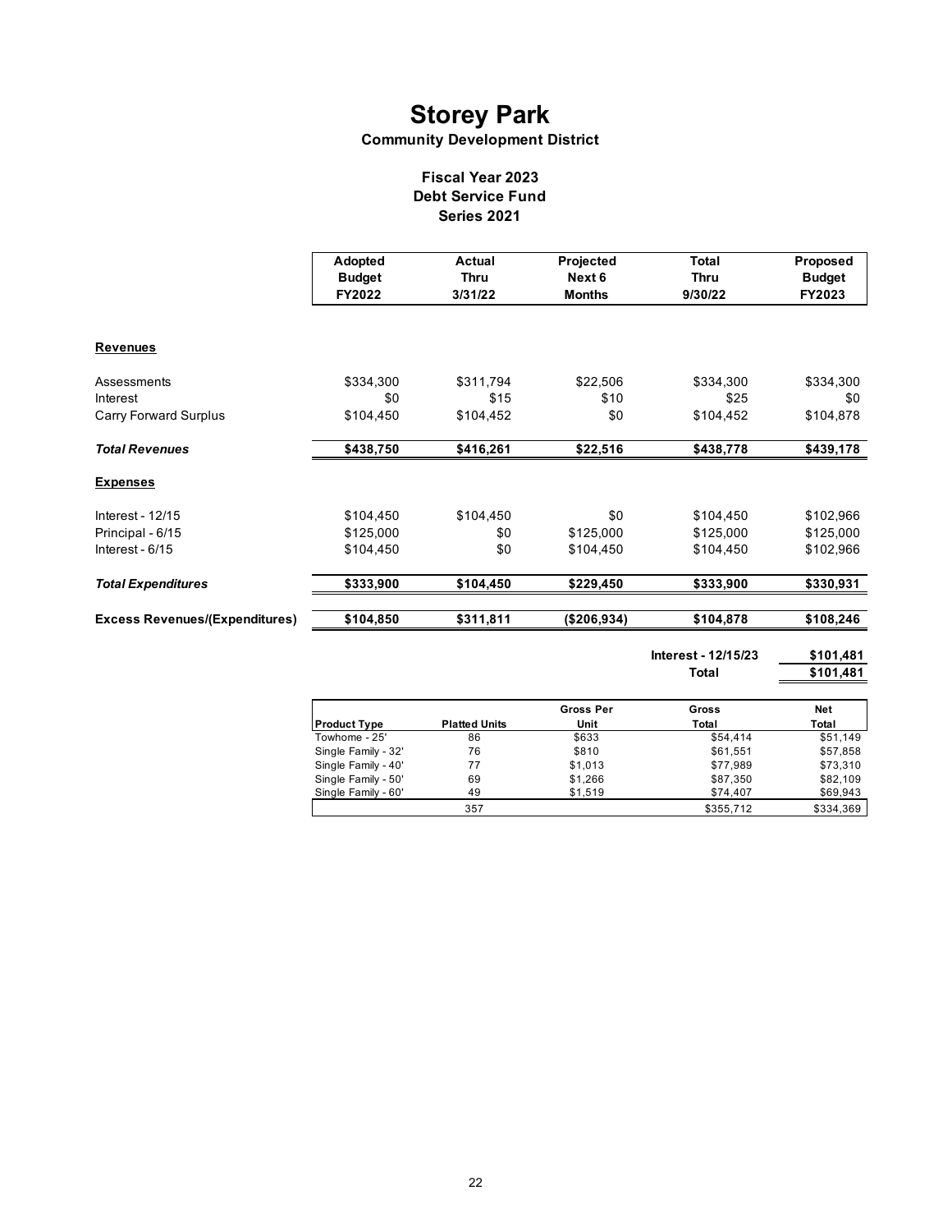# Storey Park

**Community Development District**

**Fiscal Year 2023**
**Debt Service Fund**
**Series 2021**

| | Adopted Budget FY2022 | Actual Thru 3/31/22 | Projected Next 6 Months | Total Thru 9/30/22 | Proposed Budget FY2023 |
|---|---|---|---|---|---|
| **Revenues** | | | | | |
| Assessments | $334,300 | $311,794 | $22,506 | $334,300 | $334,300 |
| Interest | $0 | $15 | $10 | $25 | $0 |
| Carry Forward Surplus | $104,450 | $104,452 | $0 | $104,452 | $104,878 |
| ***Total Revenues*** | **$438,750** | **$416,261** | **$22,516** | **$438,778** | **$439,178** |
| **Expenses** | | | | | |
| Interest - 12/15 | $104,450 | $104,450 | $0 | $104,450 | $102,966 |
| Principal - 6/15 | $125,000 | $0 | $125,000 | $125,000 | $125,000 |
| Interest - 6/15 | $104,450 | $0 | $104,450 | $104,450 | $102,966 |
| ***Total Expenditures*** | **$333,900** | **$104,450** | **$229,450** | **$333,900** | **$330,931** |
| **Excess Revenues/(Expenditures)** | **$104,850** | **$311,811** | **($206,934)** | **$104,878** | **$108,246** |

| | |
|---|---|
| **Interest - 12/15/23** | **$101,481** |
| **Total** | **$101,481** |

| Product Type | Platted Units | Gross Per Unit | Gross Total | Net Total |
|---|---|---|---|---|
| Towhome - 25' | 86 | $633 | $54,414 | $51,149 |
| Single Family - 32' | 76 | $810 | $61,551 | $57,858 |
| Single Family - 40' | 77 | $1,013 | $77,989 | $73,310 |
| Single Family - 50' | 69 | $1,266 | $87,350 | $82,109 |
| Single Family - 60' | 49 | $1,519 | $74,407 | $69,943 |
| | 357 | | $355,712 | $334,369 |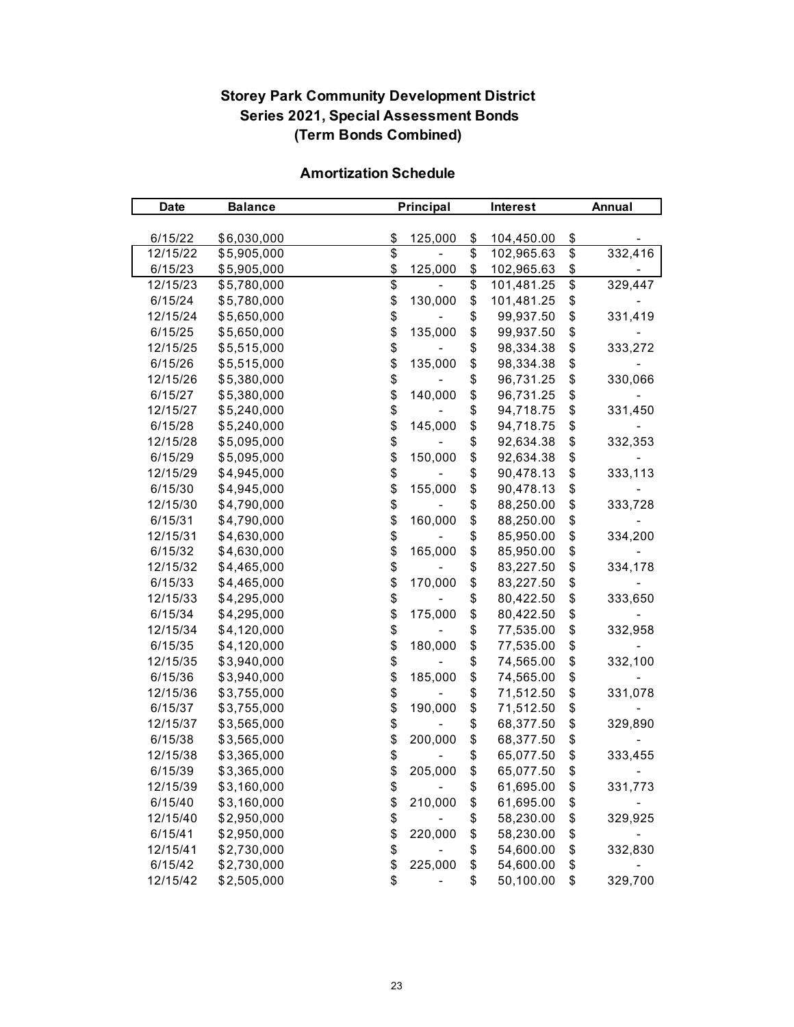**Storey Park Community Development District**
**Series 2021, Special Assessment Bonds**
**(Term Bonds Combined)**

**Amortization Schedule**

| Date | Balance | Principal | Interest | Annual |
|---|---|---|---|---|
| 6/15/22 | $6,030,000 | $ 125,000 | $ 104,450.00 | $ - |
| 12/15/22 | $5,905,000 | $ - | $ 102,965.63 | $ 332,416 |
| 6/15/23 | $5,905,000 | $ 125,000 | $ 102,965.63 | $ - |
| 12/15/23 | $5,780,000 | $ - | $ 101,481.25 | $ 329,447 |
| 6/15/24 | $5,780,000 | $ 130,000 | $ 101,481.25 | $ - |
| 12/15/24 | $5,650,000 | $ - | $ 99,937.50 | $ 331,419 |
| 6/15/25 | $5,650,000 | $ 135,000 | $ 99,937.50 | $ - |
| 12/15/25 | $5,515,000 | $ - | $ 98,334.38 | $ 333,272 |
| 6/15/26 | $5,515,000 | $ 135,000 | $ 98,334.38 | $ - |
| 12/15/26 | $5,380,000 | $ - | $ 96,731.25 | $ 330,066 |
| 6/15/27 | $5,380,000 | $ 140,000 | $ 96,731.25 | $ - |
| 12/15/27 | $5,240,000 | $ - | $ 94,718.75 | $ 331,450 |
| 6/15/28 | $5,240,000 | $ 145,000 | $ 94,718.75 | $ - |
| 12/15/28 | $5,095,000 | $ - | $ 92,634.38 | $ 332,353 |
| 6/15/29 | $5,095,000 | $ 150,000 | $ 92,634.38 | $ - |
| 12/15/29 | $4,945,000 | $ - | $ 90,478.13 | $ 333,113 |
| 6/15/30 | $4,945,000 | $ 155,000 | $ 90,478.13 | $ - |
| 12/15/30 | $4,790,000 | $ - | $ 88,250.00 | $ 333,728 |
| 6/15/31 | $4,790,000 | $ 160,000 | $ 88,250.00 | $ - |
| 12/15/31 | $4,630,000 | $ - | $ 85,950.00 | $ 334,200 |
| 6/15/32 | $4,630,000 | $ 165,000 | $ 85,950.00 | $ - |
| 12/15/32 | $4,465,000 | $ - | $ 83,227.50 | $ 334,178 |
| 6/15/33 | $4,465,000 | $ 170,000 | $ 83,227.50 | $ - |
| 12/15/33 | $4,295,000 | $ - | $ 80,422.50 | $ 333,650 |
| 6/15/34 | $4,295,000 | $ 175,000 | $ 80,422.50 | $ - |
| 12/15/34 | $4,120,000 | $ - | $ 77,535.00 | $ 332,958 |
| 6/15/35 | $4,120,000 | $ 180,000 | $ 77,535.00 | $ - |
| 12/15/35 | $3,940,000 | $ - | $ 74,565.00 | $ 332,100 |
| 6/15/36 | $3,940,000 | $ 185,000 | $ 74,565.00 | $ - |
| 12/15/36 | $3,755,000 | $ - | $ 71,512.50 | $ 331,078 |
| 6/15/37 | $3,755,000 | $ 190,000 | $ 71,512.50 | $ - |
| 12/15/37 | $3,565,000 | $ - | $ 68,377.50 | $ 329,890 |
| 6/15/38 | $3,565,000 | $ 200,000 | $ 68,377.50 | $ - |
| 12/15/38 | $3,365,000 | $ - | $ 65,077.50 | $ 333,455 |
| 6/15/39 | $3,365,000 | $ 205,000 | $ 65,077.50 | $ - |
| 12/15/39 | $3,160,000 | $ - | $ 61,695.00 | $ 331,773 |
| 6/15/40 | $3,160,000 | $ 210,000 | $ 61,695.00 | $ - |
| 12/15/40 | $2,950,000 | $ - | $ 58,230.00 | $ 329,925 |
| 6/15/41 | $2,950,000 | $ 220,000 | $ 58,230.00 | $ - |
| 12/15/41 | $2,730,000 | $ - | $ 54,600.00 | $ 332,830 |
| 6/15/42 | $2,730,000 | $ 225,000 | $ 54,600.00 | $ - |
| 12/15/42 | $2,505,000 | $ - | $ 50,100.00 | $ 329,700 |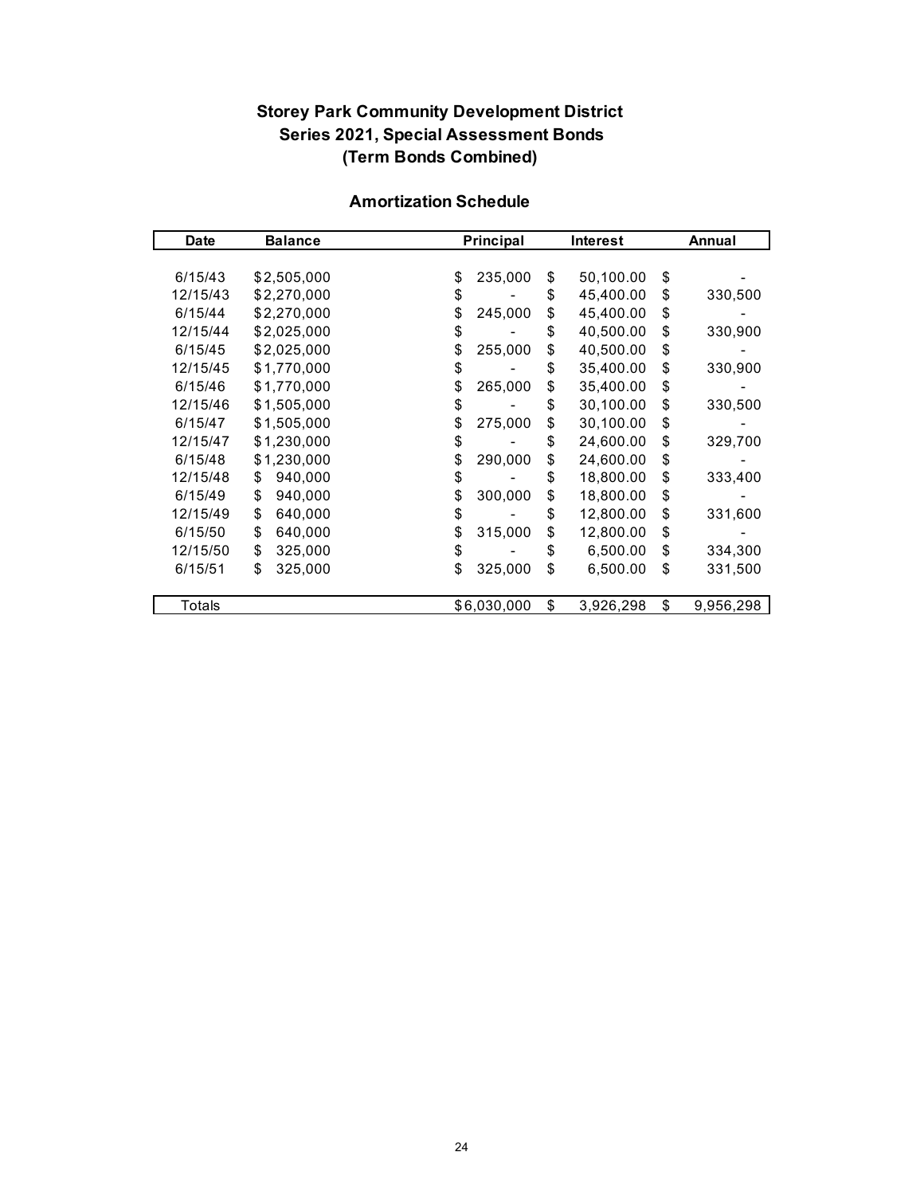**Storey Park Community Development District**
**Series 2021, Special Assessment Bonds**
**(Term Bonds Combined)**

## Amortization Schedule

| Date | Balance | Principal | Interest | Annual |
|---|---|---|---|---|
| 6/15/43 | $2,505,000 | $ 235,000 | $ 50,100.00 | $ - |
| 12/15/43 | $2,270,000 | $ - | $ 45,400.00 | $ 330,500 |
| 6/15/44 | $2,270,000 | $ 245,000 | $ 45,400.00 | $ - |
| 12/15/44 | $2,025,000 | $ - | $ 40,500.00 | $ 330,900 |
| 6/15/45 | $2,025,000 | $ 255,000 | $ 40,500.00 | $ - |
| 12/15/45 | $1,770,000 | $ - | $ 35,400.00 | $ 330,900 |
| 6/15/46 | $1,770,000 | $ 265,000 | $ 35,400.00 | $ - |
| 12/15/46 | $1,505,000 | $ - | $ 30,100.00 | $ 330,500 |
| 6/15/47 | $1,505,000 | $ 275,000 | $ 30,100.00 | $ - |
| 12/15/47 | $1,230,000 | $ - | $ 24,600.00 | $ 329,700 |
| 6/15/48 | $1,230,000 | $ 290,000 | $ 24,600.00 | $ - |
| 12/15/48 | $ 940,000 | $ - | $ 18,800.00 | $ 333,400 |
| 6/15/49 | $ 940,000 | $ 300,000 | $ 18,800.00 | $ - |
| 12/15/49 | $ 640,000 | $ - | $ 12,800.00 | $ 331,600 |
| 6/15/50 | $ 640,000 | $ 315,000 | $ 12,800.00 | $ - |
| 12/15/50 | $ 325,000 | $ - | $ 6,500.00 | $ 334,300 |
| 6/15/51 | $ 325,000 | $ 325,000 | $ 6,500.00 | $ 331,500 |
| Totals | | $6,030,000 | $ 3,926,298 | $ 9,956,298 |